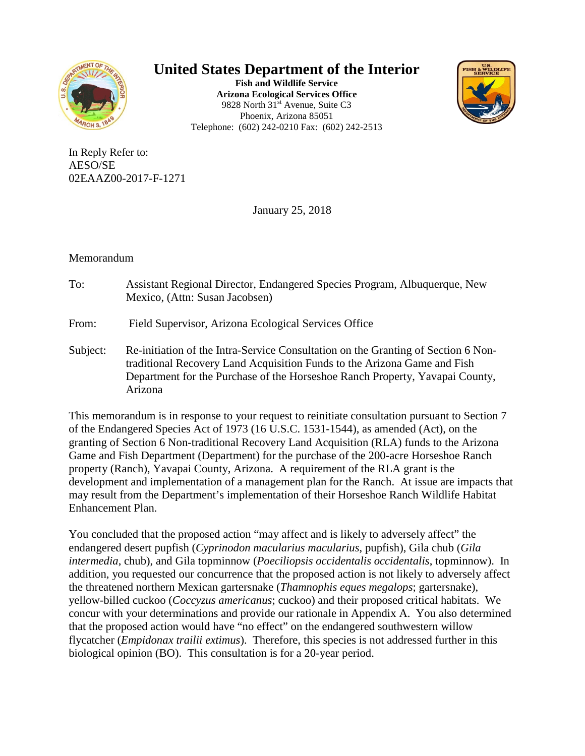# United States Department of the Interior

**Fish and Wildlife Service**
**Arizona Ecological Services Office**
9828 North 31st Avenue, Suite C3
Phoenix, Arizona 85051
Telephone: (602) 242-0210 Fax: (602) 242-2513

In Reply Refer to:
AESO/SE
02EAAZ00-2017-F-1271

January 25, 2018

Memorandum

To: Assistant Regional Director, Endangered Species Program, Albuquerque, New Mexico, (Attn: Susan Jacobsen)

From: Field Supervisor, Arizona Ecological Services Office

Subject: Re-initiation of the Intra-Service Consultation on the Granting of Section 6 Non-traditional Recovery Land Acquisition Funds to the Arizona Game and Fish Department for the Purchase of the Horseshoe Ranch Property, Yavapai County, Arizona

This memorandum is in response to your request to reinitiate consultation pursuant to Section 7 of the Endangered Species Act of 1973 (16 U.S.C. 1531-1544), as amended (Act), on the granting of Section 6 Non-traditional Recovery Land Acquisition (RLA) funds to the Arizona Game and Fish Department (Department) for the purchase of the 200-acre Horseshoe Ranch property (Ranch), Yavapai County, Arizona. A requirement of the RLA grant is the development and implementation of a management plan for the Ranch. At issue are impacts that may result from the Department's implementation of their Horseshoe Ranch Wildlife Habitat Enhancement Plan.

You concluded that the proposed action "may affect and is likely to adversely affect" the endangered desert pupfish (*Cyprinodon macularius macularius*, pupfish), Gila chub (*Gila intermedia*, chub), and Gila topminnow (*Poeciliopsis occidentalis occidentalis*, topminnow). In addition, you requested our concurrence that the proposed action is not likely to adversely affect the threatened northern Mexican gartersnake (*Thamnophis eques megalops*; gartersnake), yellow-billed cuckoo (*Coccyzus americanus*; cuckoo) and their proposed critical habitats. We concur with your determinations and provide our rationale in Appendix A. You also determined that the proposed action would have "no effect" on the endangered southwestern willow flycatcher (*Empidonax trailii extimus*). Therefore, this species is not addressed further in this biological opinion (BO). This consultation is for a 20-year period.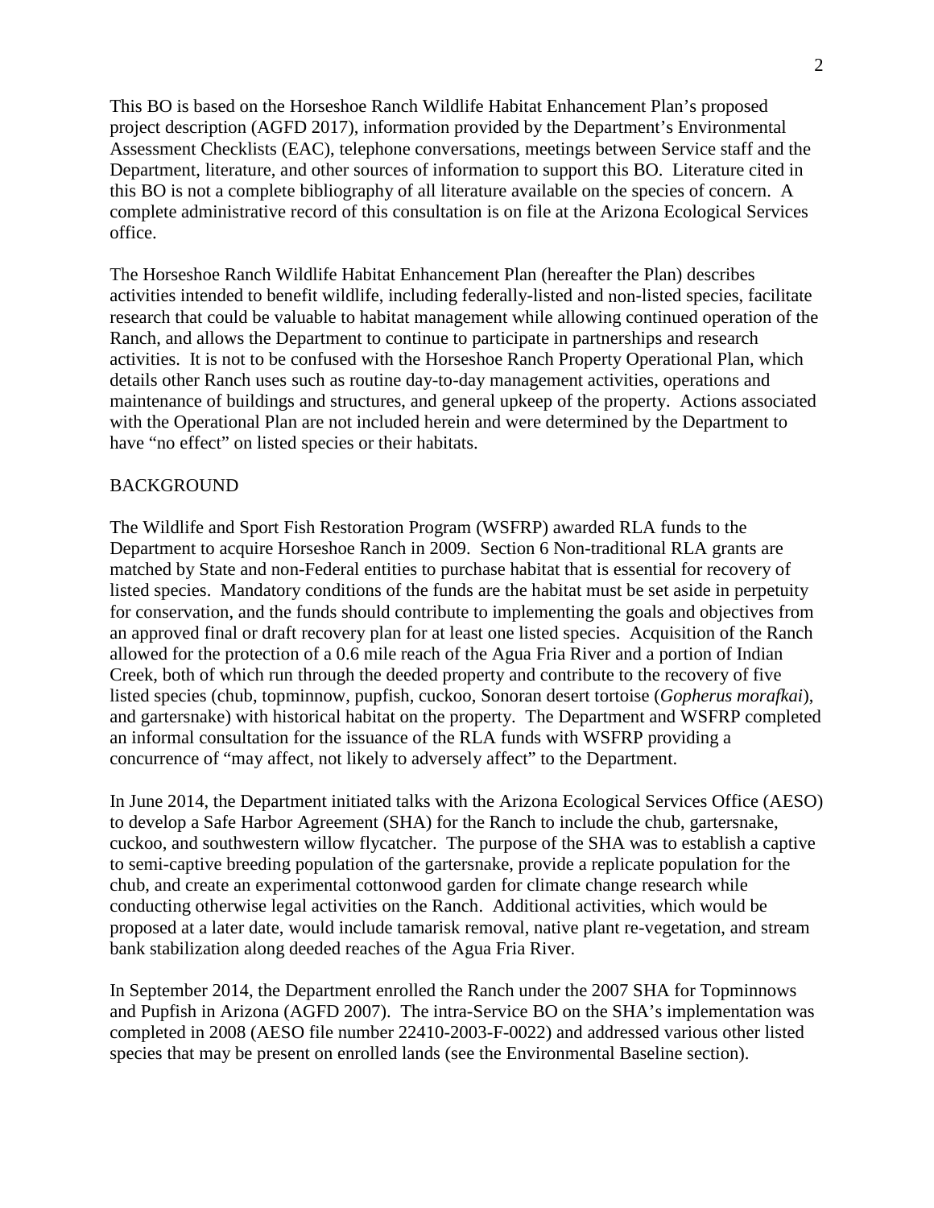This BO is based on the Horseshoe Ranch Wildlife Habitat Enhancement Plan's proposed project description (AGFD 2017), information provided by the Department's Environmental Assessment Checklists (EAC), telephone conversations, meetings between Service staff and the Department, literature, and other sources of information to support this BO. Literature cited in this BO is not a complete bibliography of all literature available on the species of concern. A complete administrative record of this consultation is on file at the Arizona Ecological Services office.

The Horseshoe Ranch Wildlife Habitat Enhancement Plan (hereafter the Plan) describes activities intended to benefit wildlife, including federally-listed and non-listed species, facilitate research that could be valuable to habitat management while allowing continued operation of the Ranch, and allows the Department to continue to participate in partnerships and research activities. It is not to be confused with the Horseshoe Ranch Property Operational Plan, which details other Ranch uses such as routine day-to-day management activities, operations and maintenance of buildings and structures, and general upkeep of the property. Actions associated with the Operational Plan are not included herein and were determined by the Department to have "no effect" on listed species or their habitats.

## BACKGROUND

The Wildlife and Sport Fish Restoration Program (WSFRP) awarded RLA funds to the Department to acquire Horseshoe Ranch in 2009. Section 6 Non-traditional RLA grants are matched by State and non-Federal entities to purchase habitat that is essential for recovery of listed species. Mandatory conditions of the funds are the habitat must be set aside in perpetuity for conservation, and the funds should contribute to implementing the goals and objectives from an approved final or draft recovery plan for at least one listed species. Acquisition of the Ranch allowed for the protection of a 0.6 mile reach of the Agua Fria River and a portion of Indian Creek, both of which run through the deeded property and contribute to the recovery of five listed species (chub, topminnow, pupfish, cuckoo, Sonoran desert tortoise (*Gopherus morafkai*), and gartersnake) with historical habitat on the property. The Department and WSFRP completed an informal consultation for the issuance of the RLA funds with WSFRP providing a concurrence of "may affect, not likely to adversely affect" to the Department.

In June 2014, the Department initiated talks with the Arizona Ecological Services Office (AESO) to develop a Safe Harbor Agreement (SHA) for the Ranch to include the chub, gartersnake, cuckoo, and southwestern willow flycatcher. The purpose of the SHA was to establish a captive to semi-captive breeding population of the gartersnake, provide a replicate population for the chub, and create an experimental cottonwood garden for climate change research while conducting otherwise legal activities on the Ranch. Additional activities, which would be proposed at a later date, would include tamarisk removal, native plant re-vegetation, and stream bank stabilization along deeded reaches of the Agua Fria River.

In September 2014, the Department enrolled the Ranch under the 2007 SHA for Topminnows and Pupfish in Arizona (AGFD 2007). The intra-Service BO on the SHA's implementation was completed in 2008 (AESO file number 22410-2003-F-0022) and addressed various other listed species that may be present on enrolled lands (see the Environmental Baseline section).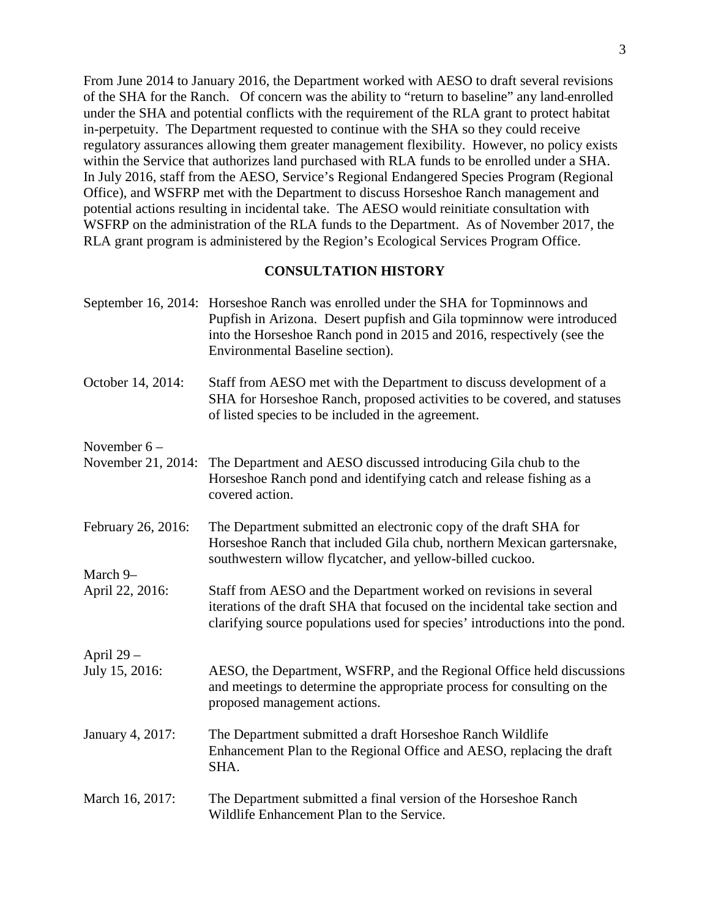From June 2014 to January 2016, the Department worked with AESO to draft several revisions of the SHA for the Ranch. Of concern was the ability to "return to baseline" any land-enrolled under the SHA and potential conflicts with the requirement of the RLA grant to protect habitat in-perpetuity. The Department requested to continue with the SHA so they could receive regulatory assurances allowing them greater management flexibility. However, no policy exists within the Service that authorizes land purchased with RLA funds to be enrolled under a SHA. In July 2016, staff from the AESO, Service's Regional Endangered Species Program (Regional Office), and WSFRP met with the Department to discuss Horseshoe Ranch management and potential actions resulting in incidental take. The AESO would reinitiate consultation with WSFRP on the administration of the RLA funds to the Department. As of November 2017, the RLA grant program is administered by the Region's Ecological Services Program Office.

## CONSULTATION HISTORY

September 16, 2014: Horseshoe Ranch was enrolled under the SHA for Topminnows and Pupfish in Arizona. Desert pupfish and Gila topminnow were introduced into the Horseshoe Ranch pond in 2015 and 2016, respectively (see the Environmental Baseline section).

October 14, 2014: Staff from AESO met with the Department to discuss development of a SHA for Horseshoe Ranch, proposed activities to be covered, and statuses of listed species to be included in the agreement.

November 6 – November 21, 2014: The Department and AESO discussed introducing Gila chub to the Horseshoe Ranch pond and identifying catch and release fishing as a covered action.

February 26, 2016: The Department submitted an electronic copy of the draft SHA for Horseshoe Ranch that included Gila chub, northern Mexican gartersnake, southwestern willow flycatcher, and yellow-billed cuckoo.

March 9– April 22, 2016: Staff from AESO and the Department worked on revisions in several iterations of the draft SHA that focused on the incidental take section and clarifying source populations used for species' introductions into the pond.

April 29 – July 15, 2016: AESO, the Department, WSFRP, and the Regional Office held discussions and meetings to determine the appropriate process for consulting on the proposed management actions.

January 4, 2017: The Department submitted a draft Horseshoe Ranch Wildlife Enhancement Plan to the Regional Office and AESO, replacing the draft SHA.

March 16, 2017: The Department submitted a final version of the Horseshoe Ranch Wildlife Enhancement Plan to the Service.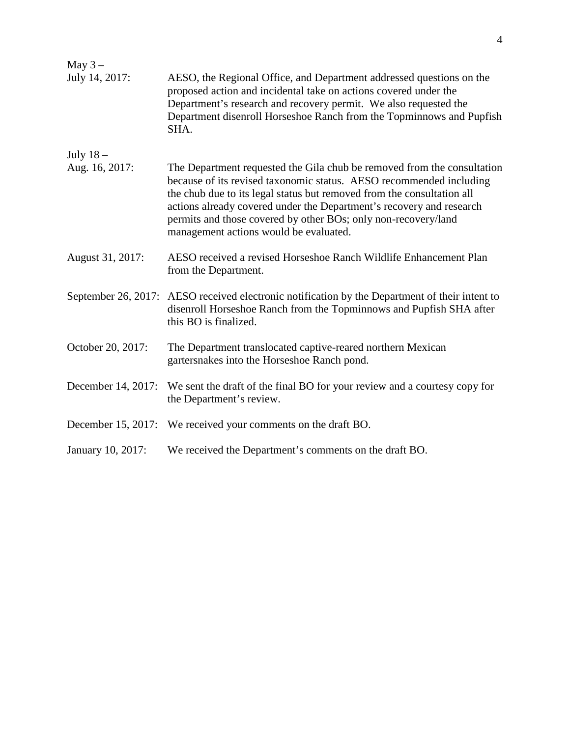May 3 – July 14, 2017: AESO, the Regional Office, and Department addressed questions on the proposed action and incidental take on actions covered under the Department's research and recovery permit. We also requested the Department disenroll Horseshoe Ranch from the Topminnows and Pupfish SHA.

July 18 – Aug. 16, 2017: The Department requested the Gila chub be removed from the consultation because of its revised taxonomic status. AESO recommended including the chub due to its legal status but removed from the consultation all actions already covered under the Department's recovery and research permits and those covered by other BOs; only non-recovery/land management actions would be evaluated.

August 31, 2017: AESO received a revised Horseshoe Ranch Wildlife Enhancement Plan from the Department.

September 26, 2017: AESO received electronic notification by the Department of their intent to disenroll Horseshoe Ranch from the Topminnows and Pupfish SHA after this BO is finalized.

October 20, 2017: The Department translocated captive-reared northern Mexican gartersnakes into the Horseshoe Ranch pond.

December 14, 2017: We sent the draft of the final BO for your review and a courtesy copy for the Department's review.

December 15, 2017: We received your comments on the draft BO.

January 10, 2017: We received the Department's comments on the draft BO.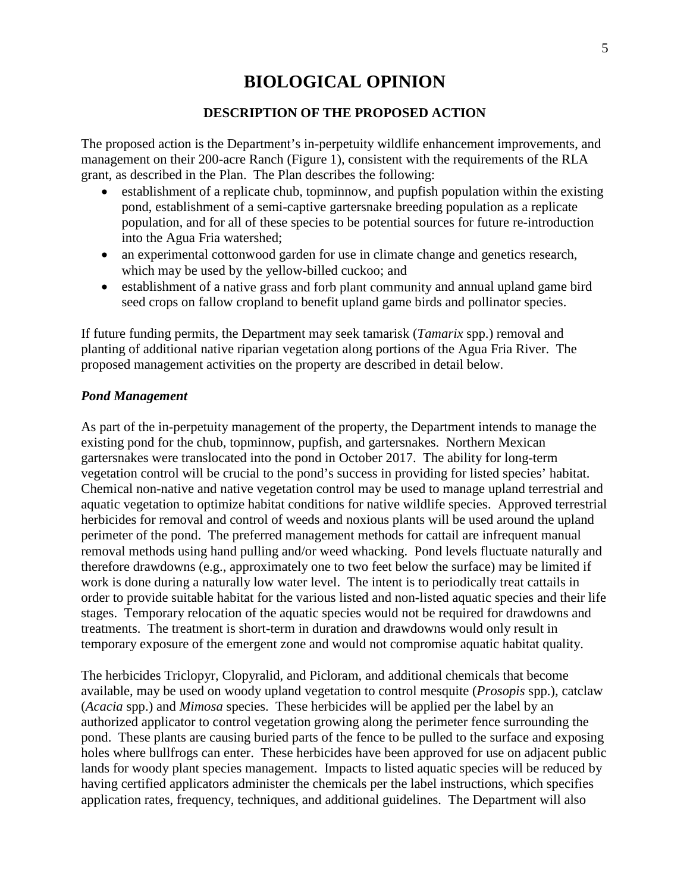# BIOLOGICAL OPINION

## DESCRIPTION OF THE PROPOSED ACTION

The proposed action is the Department's in-perpetuity wildlife enhancement improvements, and management on their 200-acre Ranch (Figure 1), consistent with the requirements of the RLA grant, as described in the Plan. The Plan describes the following:

- establishment of a replicate chub, topminnow, and pupfish population within the existing pond, establishment of a semi-captive gartersnake breeding population as a replicate population, and for all of these species to be potential sources for future re-introduction into the Agua Fria watershed;
- an experimental cottonwood garden for use in climate change and genetics research, which may be used by the yellow-billed cuckoo; and
- establishment of a native grass and forb plant community and annual upland game bird seed crops on fallow cropland to benefit upland game birds and pollinator species.

If future funding permits, the Department may seek tamarisk (*Tamarix* spp.) removal and planting of additional native riparian vegetation along portions of the Agua Fria River. The proposed management activities on the property are described in detail below.

### *Pond Management*

As part of the in-perpetuity management of the property, the Department intends to manage the existing pond for the chub, topminnow, pupfish, and gartersnakes. Northern Mexican gartersnakes were translocated into the pond in October 2017. The ability for long-term vegetation control will be crucial to the pond's success in providing for listed species' habitat. Chemical non-native and native vegetation control may be used to manage upland terrestrial and aquatic vegetation to optimize habitat conditions for native wildlife species. Approved terrestrial herbicides for removal and control of weeds and noxious plants will be used around the upland perimeter of the pond. The preferred management methods for cattail are infrequent manual removal methods using hand pulling and/or weed whacking. Pond levels fluctuate naturally and therefore drawdowns (e.g., approximately one to two feet below the surface) may be limited if work is done during a naturally low water level. The intent is to periodically treat cattails in order to provide suitable habitat for the various listed and non-listed aquatic species and their life stages. Temporary relocation of the aquatic species would not be required for drawdowns and treatments. The treatment is short-term in duration and drawdowns would only result in temporary exposure of the emergent zone and would not compromise aquatic habitat quality.

The herbicides Triclopyr, Clopyralid, and Picloram, and additional chemicals that become available, may be used on woody upland vegetation to control mesquite (*Prosopis* spp.), catclaw (*Acacia* spp.) and *Mimosa* species. These herbicides will be applied per the label by an authorized applicator to control vegetation growing along the perimeter fence surrounding the pond. These plants are causing buried parts of the fence to be pulled to the surface and exposing holes where bullfrogs can enter. These herbicides have been approved for use on adjacent public lands for woody plant species management. Impacts to listed aquatic species will be reduced by having certified applicators administer the chemicals per the label instructions, which specifies application rates, frequency, techniques, and additional guidelines. The Department will also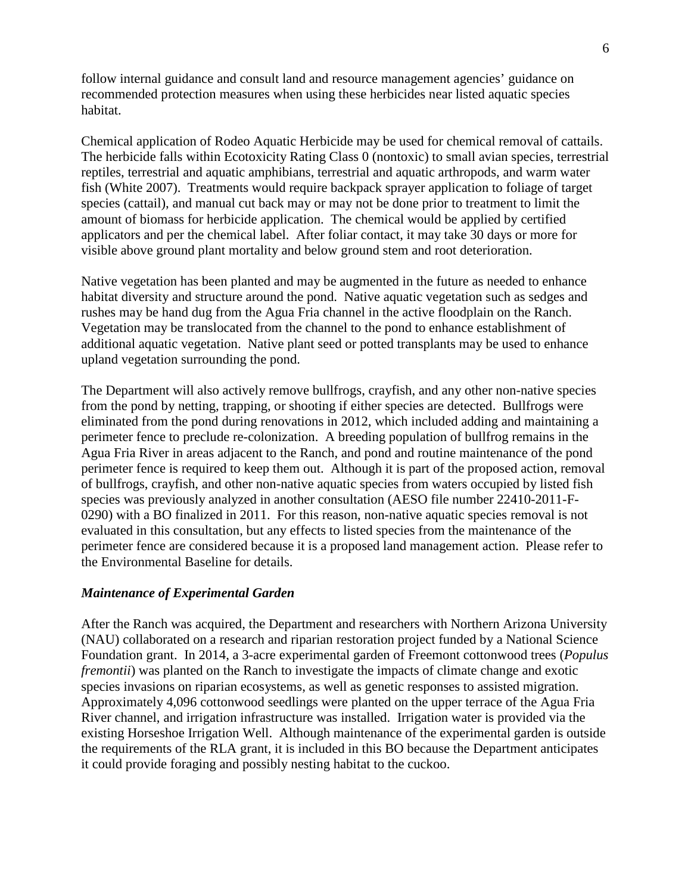follow internal guidance and consult land and resource management agencies' guidance on recommended protection measures when using these herbicides near listed aquatic species habitat.

Chemical application of Rodeo Aquatic Herbicide may be used for chemical removal of cattails. The herbicide falls within Ecotoxicity Rating Class 0 (nontoxic) to small avian species, terrestrial reptiles, terrestrial and aquatic amphibians, terrestrial and aquatic arthropods, and warm water fish (White 2007). Treatments would require backpack sprayer application to foliage of target species (cattail), and manual cut back may or may not be done prior to treatment to limit the amount of biomass for herbicide application. The chemical would be applied by certified applicators and per the chemical label. After foliar contact, it may take 30 days or more for visible above ground plant mortality and below ground stem and root deterioration.

Native vegetation has been planted and may be augmented in the future as needed to enhance habitat diversity and structure around the pond. Native aquatic vegetation such as sedges and rushes may be hand dug from the Agua Fria channel in the active floodplain on the Ranch. Vegetation may be translocated from the channel to the pond to enhance establishment of additional aquatic vegetation. Native plant seed or potted transplants may be used to enhance upland vegetation surrounding the pond.

The Department will also actively remove bullfrogs, crayfish, and any other non-native species from the pond by netting, trapping, or shooting if either species are detected. Bullfrogs were eliminated from the pond during renovations in 2012, which included adding and maintaining a perimeter fence to preclude re-colonization. A breeding population of bullfrog remains in the Agua Fria River in areas adjacent to the Ranch, and pond and routine maintenance of the pond perimeter fence is required to keep them out. Although it is part of the proposed action, removal of bullfrogs, crayfish, and other non-native aquatic species from waters occupied by listed fish species was previously analyzed in another consultation (AESO file number 22410-2011-F-0290) with a BO finalized in 2011. For this reason, non-native aquatic species removal is not evaluated in this consultation, but any effects to listed species from the maintenance of the perimeter fence are considered because it is a proposed land management action. Please refer to the Environmental Baseline for details.

### *Maintenance of Experimental Garden*

After the Ranch was acquired, the Department and researchers with Northern Arizona University (NAU) collaborated on a research and riparian restoration project funded by a National Science Foundation grant. In 2014, a 3-acre experimental garden of Freemont cottonwood trees (*Populus fremontii*) was planted on the Ranch to investigate the impacts of climate change and exotic species invasions on riparian ecosystems, as well as genetic responses to assisted migration. Approximately 4,096 cottonwood seedlings were planted on the upper terrace of the Agua Fria River channel, and irrigation infrastructure was installed. Irrigation water is provided via the existing Horseshoe Irrigation Well. Although maintenance of the experimental garden is outside the requirements of the RLA grant, it is included in this BO because the Department anticipates it could provide foraging and possibly nesting habitat to the cuckoo.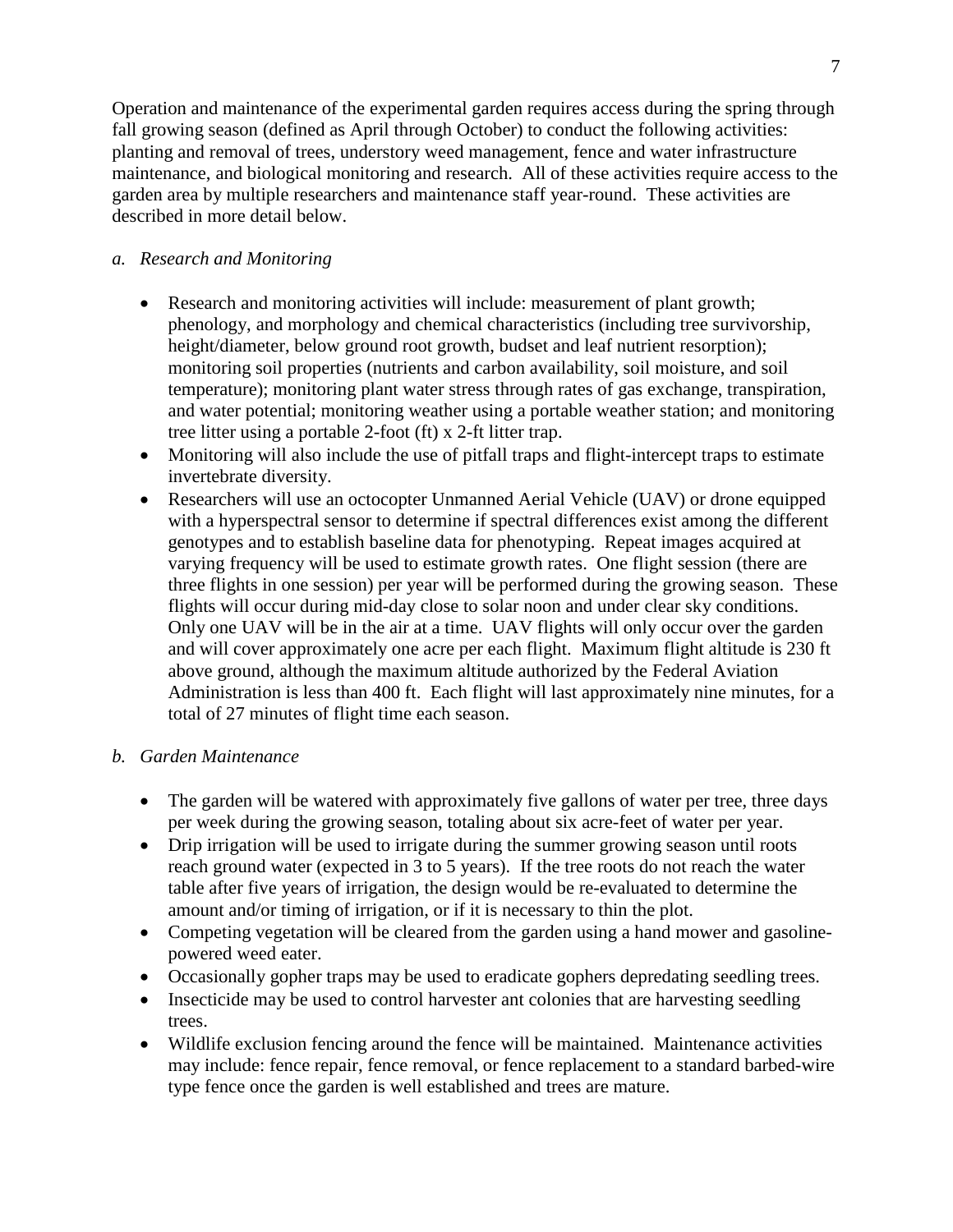Operation and maintenance of the experimental garden requires access during the spring through fall growing season (defined as April through October) to conduct the following activities: planting and removal of trees, understory weed management, fence and water infrastructure maintenance, and biological monitoring and research. All of these activities require access to the garden area by multiple researchers and maintenance staff year-round. These activities are described in more detail below.

*a. Research and Monitoring*

- Research and monitoring activities will include: measurement of plant growth; phenology, and morphology and chemical characteristics (including tree survivorship, height/diameter, below ground root growth, budset and leaf nutrient resorption); monitoring soil properties (nutrients and carbon availability, soil moisture, and soil temperature); monitoring plant water stress through rates of gas exchange, transpiration, and water potential; monitoring weather using a portable weather station; and monitoring tree litter using a portable 2-foot (ft) x 2-ft litter trap.
- Monitoring will also include the use of pitfall traps and flight-intercept traps to estimate invertebrate diversity.
- Researchers will use an octocopter Unmanned Aerial Vehicle (UAV) or drone equipped with a hyperspectral sensor to determine if spectral differences exist among the different genotypes and to establish baseline data for phenotyping. Repeat images acquired at varying frequency will be used to estimate growth rates. One flight session (there are three flights in one session) per year will be performed during the growing season. These flights will occur during mid-day close to solar noon and under clear sky conditions. Only one UAV will be in the air at a time. UAV flights will only occur over the garden and will cover approximately one acre per each flight. Maximum flight altitude is 230 ft above ground, although the maximum altitude authorized by the Federal Aviation Administration is less than 400 ft. Each flight will last approximately nine minutes, for a total of 27 minutes of flight time each season.

*b. Garden Maintenance*

- The garden will be watered with approximately five gallons of water per tree, three days per week during the growing season, totaling about six acre-feet of water per year.
- Drip irrigation will be used to irrigate during the summer growing season until roots reach ground water (expected in 3 to 5 years). If the tree roots do not reach the water table after five years of irrigation, the design would be re-evaluated to determine the amount and/or timing of irrigation, or if it is necessary to thin the plot.
- Competing vegetation will be cleared from the garden using a hand mower and gasoline-powered weed eater.
- Occasionally gopher traps may be used to eradicate gophers depredating seedling trees.
- Insecticide may be used to control harvester ant colonies that are harvesting seedling trees.
- Wildlife exclusion fencing around the fence will be maintained. Maintenance activities may include: fence repair, fence removal, or fence replacement to a standard barbed-wire type fence once the garden is well established and trees are mature.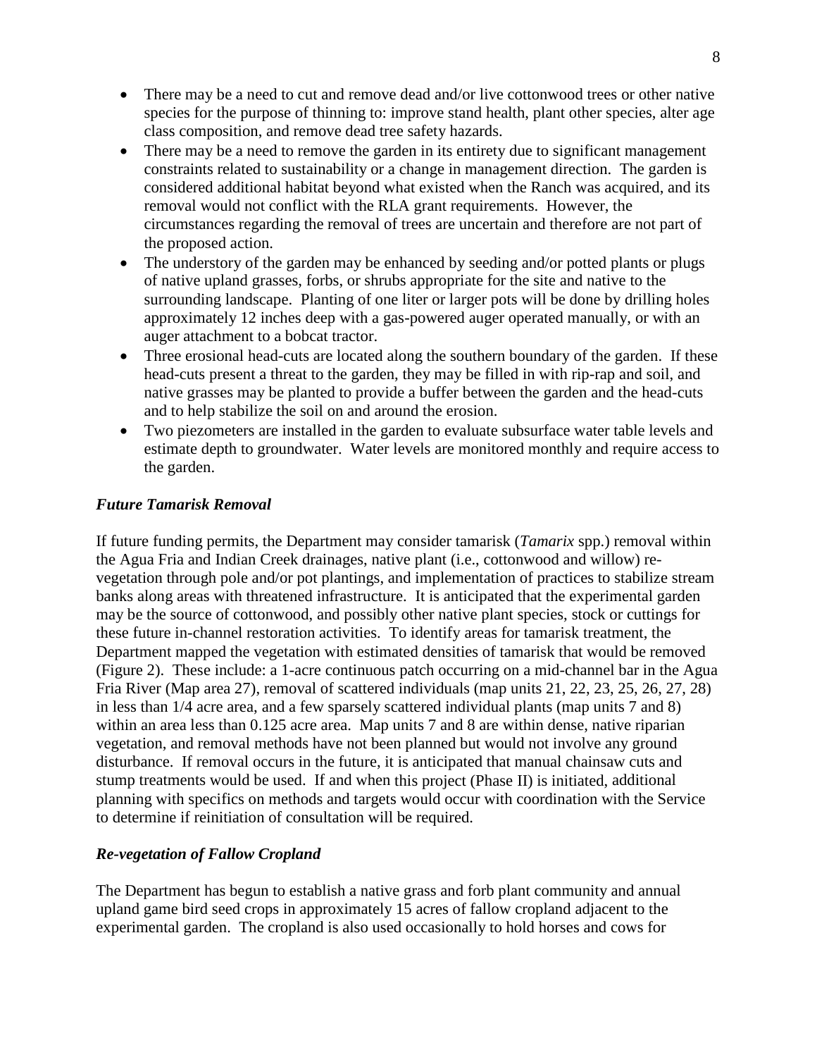- There may be a need to cut and remove dead and/or live cottonwood trees or other native species for the purpose of thinning to: improve stand health, plant other species, alter age class composition, and remove dead tree safety hazards.
- There may be a need to remove the garden in its entirety due to significant management constraints related to sustainability or a change in management direction. The garden is considered additional habitat beyond what existed when the Ranch was acquired, and its removal would not conflict with the RLA grant requirements. However, the circumstances regarding the removal of trees are uncertain and therefore are not part of the proposed action.
- The understory of the garden may be enhanced by seeding and/or potted plants or plugs of native upland grasses, forbs, or shrubs appropriate for the site and native to the surrounding landscape. Planting of one liter or larger pots will be done by drilling holes approximately 12 inches deep with a gas-powered auger operated manually, or with an auger attachment to a bobcat tractor.
- Three erosional head-cuts are located along the southern boundary of the garden. If these head-cuts present a threat to the garden, they may be filled in with rip-rap and soil, and native grasses may be planted to provide a buffer between the garden and the head-cuts and to help stabilize the soil on and around the erosion.
- Two piezometers are installed in the garden to evaluate subsurface water table levels and estimate depth to groundwater. Water levels are monitored monthly and require access to the garden.

### *Future Tamarisk Removal*

If future funding permits, the Department may consider tamarisk (*Tamarix* spp.) removal within the Agua Fria and Indian Creek drainages, native plant (i.e., cottonwood and willow) re-vegetation through pole and/or pot plantings, and implementation of practices to stabilize stream banks along areas with threatened infrastructure. It is anticipated that the experimental garden may be the source of cottonwood, and possibly other native plant species, stock or cuttings for these future in-channel restoration activities. To identify areas for tamarisk treatment, the Department mapped the vegetation with estimated densities of tamarisk that would be removed (Figure 2). These include: a 1-acre continuous patch occurring on a mid-channel bar in the Agua Fria River (Map area 27), removal of scattered individuals (map units 21, 22, 23, 25, 26, 27, 28) in less than 1/4 acre area, and a few sparsely scattered individual plants (map units 7 and 8) within an area less than 0.125 acre area. Map units 7 and 8 are within dense, native riparian vegetation, and removal methods have not been planned but would not involve any ground disturbance. If removal occurs in the future, it is anticipated that manual chainsaw cuts and stump treatments would be used. If and when this project (Phase II) is initiated, additional planning with specifics on methods and targets would occur with coordination with the Service to determine if reinitiation of consultation will be required.

### *Re-vegetation of Fallow Cropland*

The Department has begun to establish a native grass and forb plant community and annual upland game bird seed crops in approximately 15 acres of fallow cropland adjacent to the experimental garden. The cropland is also used occasionally to hold horses and cows for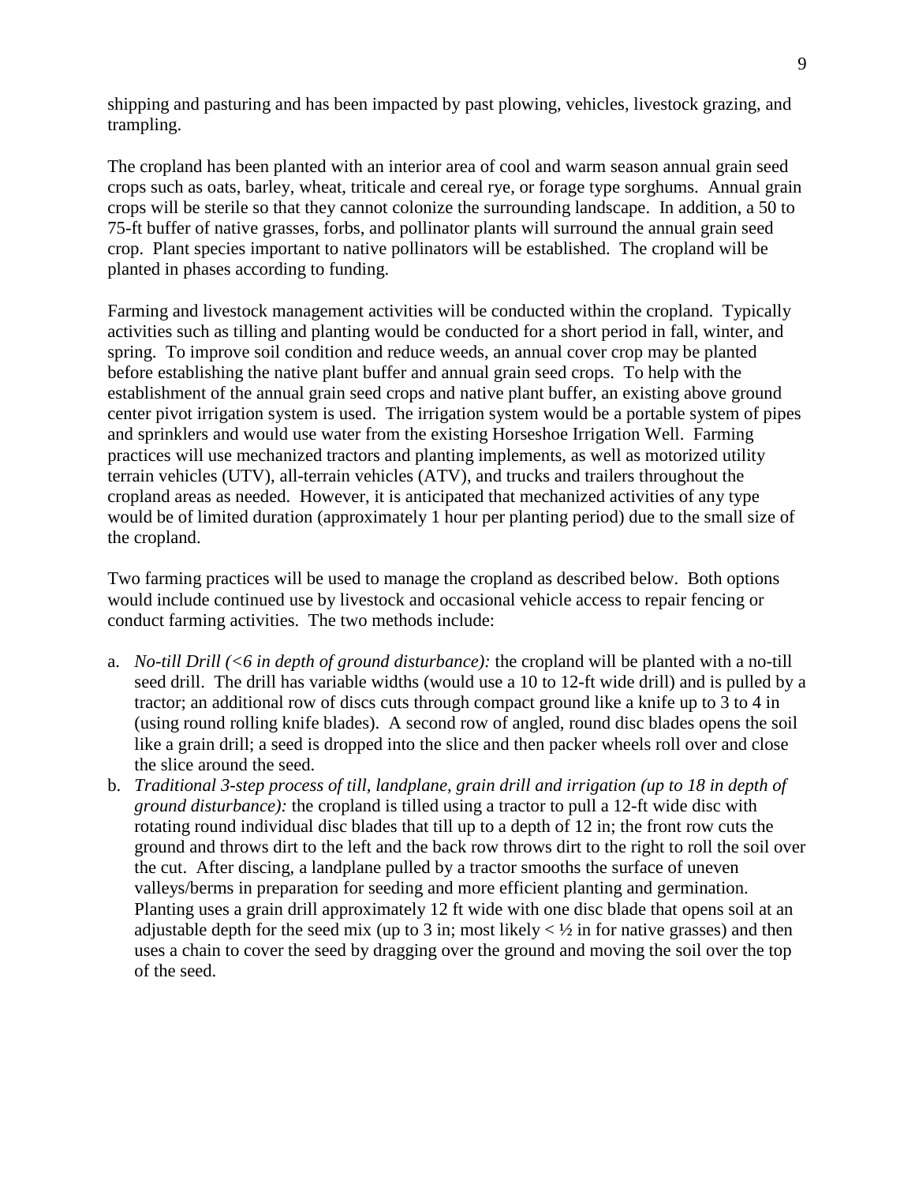shipping and pasturing and has been impacted by past plowing, vehicles, livestock grazing, and trampling.

The cropland has been planted with an interior area of cool and warm season annual grain seed crops such as oats, barley, wheat, triticale and cereal rye, or forage type sorghums. Annual grain crops will be sterile so that they cannot colonize the surrounding landscape. In addition, a 50 to 75-ft buffer of native grasses, forbs, and pollinator plants will surround the annual grain seed crop. Plant species important to native pollinators will be established. The cropland will be planted in phases according to funding.

Farming and livestock management activities will be conducted within the cropland. Typically activities such as tilling and planting would be conducted for a short period in fall, winter, and spring. To improve soil condition and reduce weeds, an annual cover crop may be planted before establishing the native plant buffer and annual grain seed crops. To help with the establishment of the annual grain seed crops and native plant buffer, an existing above ground center pivot irrigation system is used. The irrigation system would be a portable system of pipes and sprinklers and would use water from the existing Horseshoe Irrigation Well. Farming practices will use mechanized tractors and planting implements, as well as motorized utility terrain vehicles (UTV), all-terrain vehicles (ATV), and trucks and trailers throughout the cropland areas as needed. However, it is anticipated that mechanized activities of any type would be of limited duration (approximately 1 hour per planting period) due to the small size of the cropland.

Two farming practices will be used to manage the cropland as described below. Both options would include continued use by livestock and occasional vehicle access to repair fencing or conduct farming activities. The two methods include:

a. *No-till Drill (<6 in depth of ground disturbance):* the cropland will be planted with a no-till seed drill. The drill has variable widths (would use a 10 to 12-ft wide drill) and is pulled by a tractor; an additional row of discs cuts through compact ground like a knife up to 3 to 4 in (using round rolling knife blades). A second row of angled, round disc blades opens the soil like a grain drill; a seed is dropped into the slice and then packer wheels roll over and close the slice around the seed.
b. *Traditional 3-step process of till, landplane, grain drill and irrigation (up to 18 in depth of ground disturbance):* the cropland is tilled using a tractor to pull a 12-ft wide disc with rotating round individual disc blades that till up to a depth of 12 in; the front row cuts the ground and throws dirt to the left and the back row throws dirt to the right to roll the soil over the cut. After discing, a landplane pulled by a tractor smooths the surface of uneven valleys/berms in preparation for seeding and more efficient planting and germination. Planting uses a grain drill approximately 12 ft wide with one disc blade that opens soil at an adjustable depth for the seed mix (up to 3 in; most likely < ½ in for native grasses) and then uses a chain to cover the seed by dragging over the ground and moving the soil over the top of the seed.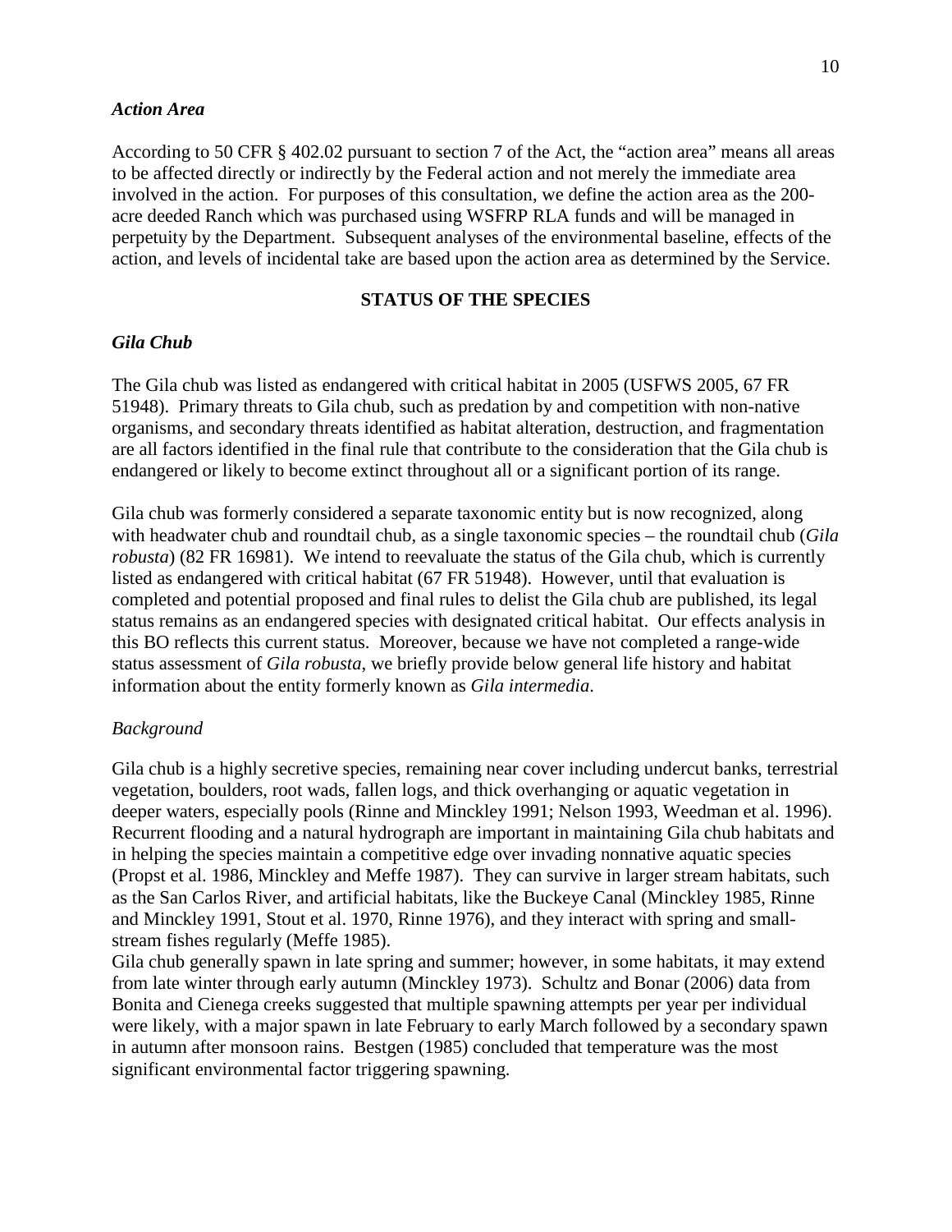### *Action Area*

According to 50 CFR § 402.02 pursuant to section 7 of the Act, the "action area" means all areas to be affected directly or indirectly by the Federal action and not merely the immediate area involved in the action. For purposes of this consultation, we define the action area as the 200-acre deeded Ranch which was purchased using WSFRP RLA funds and will be managed in perpetuity by the Department. Subsequent analyses of the environmental baseline, effects of the action, and levels of incidental take are based upon the action area as determined by the Service.

## STATUS OF THE SPECIES

### *Gila Chub*

The Gila chub was listed as endangered with critical habitat in 2005 (USFWS 2005, 67 FR 51948). Primary threats to Gila chub, such as predation by and competition with non-native organisms, and secondary threats identified as habitat alteration, destruction, and fragmentation are all factors identified in the final rule that contribute to the consideration that the Gila chub is endangered or likely to become extinct throughout all or a significant portion of its range.

Gila chub was formerly considered a separate taxonomic entity but is now recognized, along with headwater chub and roundtail chub, as a single taxonomic species – the roundtail chub (*Gila robusta*) (82 FR 16981). We intend to reevaluate the status of the Gila chub, which is currently listed as endangered with critical habitat (67 FR 51948). However, until that evaluation is completed and potential proposed and final rules to delist the Gila chub are published, its legal status remains as an endangered species with designated critical habitat. Our effects analysis in this BO reflects this current status. Moreover, because we have not completed a range-wide status assessment of *Gila robusta*, we briefly provide below general life history and habitat information about the entity formerly known as *Gila intermedia*.

*Background*

Gila chub is a highly secretive species, remaining near cover including undercut banks, terrestrial vegetation, boulders, root wads, fallen logs, and thick overhanging or aquatic vegetation in deeper waters, especially pools (Rinne and Minckley 1991; Nelson 1993, Weedman et al. 1996). Recurrent flooding and a natural hydrograph are important in maintaining Gila chub habitats and in helping the species maintain a competitive edge over invading nonnative aquatic species (Propst et al. 1986, Minckley and Meffe 1987). They can survive in larger stream habitats, such as the San Carlos River, and artificial habitats, like the Buckeye Canal (Minckley 1985, Rinne and Minckley 1991, Stout et al. 1970, Rinne 1976), and they interact with spring and small-stream fishes regularly (Meffe 1985).

Gila chub generally spawn in late spring and summer; however, in some habitats, it may extend from late winter through early autumn (Minckley 1973). Schultz and Bonar (2006) data from Bonita and Cienega creeks suggested that multiple spawning attempts per year per individual were likely, with a major spawn in late February to early March followed by a secondary spawn in autumn after monsoon rains. Bestgen (1985) concluded that temperature was the most significant environmental factor triggering spawning.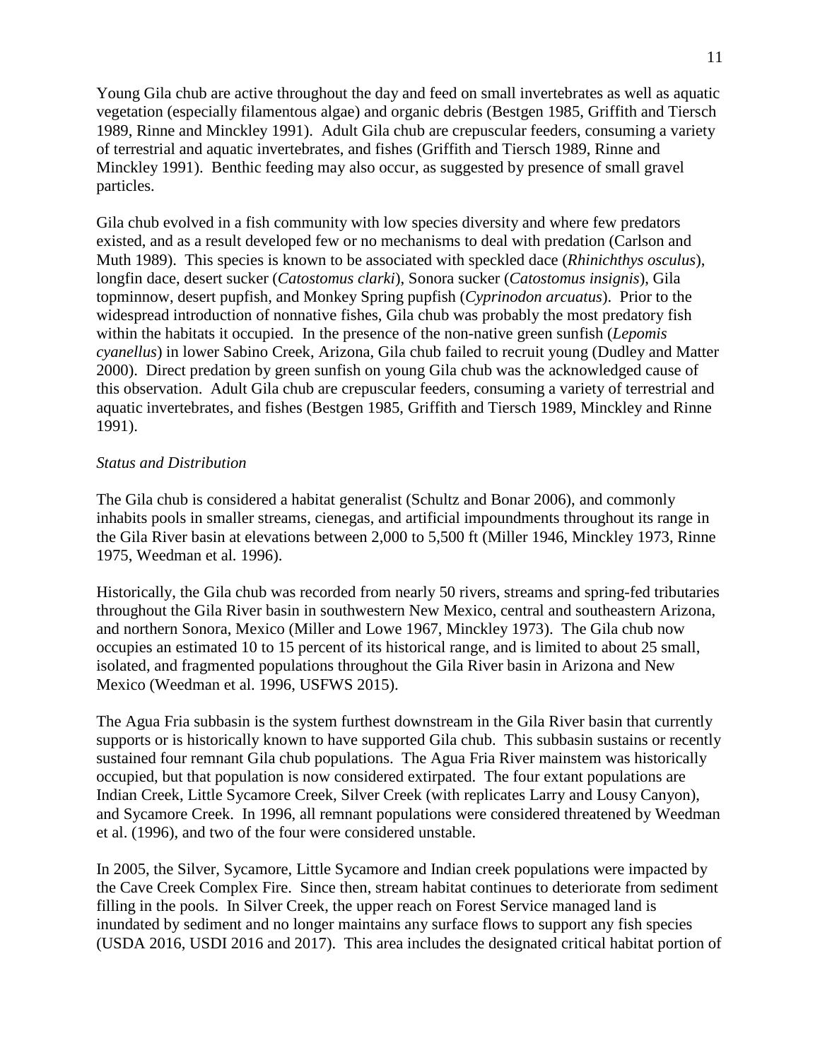Young Gila chub are active throughout the day and feed on small invertebrates as well as aquatic vegetation (especially filamentous algae) and organic debris (Bestgen 1985, Griffith and Tiersch 1989, Rinne and Minckley 1991). Adult Gila chub are crepuscular feeders, consuming a variety of terrestrial and aquatic invertebrates, and fishes (Griffith and Tiersch 1989, Rinne and Minckley 1991). Benthic feeding may also occur, as suggested by presence of small gravel particles.

Gila chub evolved in a fish community with low species diversity and where few predators existed, and as a result developed few or no mechanisms to deal with predation (Carlson and Muth 1989). This species is known to be associated with speckled dace (*Rhinichthys osculus*), longfin dace, desert sucker (*Catostomus clarki*), Sonora sucker (*Catostomus insignis*), Gila topminnow, desert pupfish, and Monkey Spring pupfish (*Cyprinodon arcuatus*). Prior to the widespread introduction of nonnative fishes, Gila chub was probably the most predatory fish within the habitats it occupied. In the presence of the non-native green sunfish (*Lepomis cyanellus*) in lower Sabino Creek, Arizona, Gila chub failed to recruit young (Dudley and Matter 2000). Direct predation by green sunfish on young Gila chub was the acknowledged cause of this observation. Adult Gila chub are crepuscular feeders, consuming a variety of terrestrial and aquatic invertebrates, and fishes (Bestgen 1985, Griffith and Tiersch 1989, Minckley and Rinne 1991).

*Status and Distribution*

The Gila chub is considered a habitat generalist (Schultz and Bonar 2006), and commonly inhabits pools in smaller streams, cienegas, and artificial impoundments throughout its range in the Gila River basin at elevations between 2,000 to 5,500 ft (Miller 1946, Minckley 1973, Rinne 1975, Weedman et al. 1996).

Historically, the Gila chub was recorded from nearly 50 rivers, streams and spring-fed tributaries throughout the Gila River basin in southwestern New Mexico, central and southeastern Arizona, and northern Sonora, Mexico (Miller and Lowe 1967, Minckley 1973). The Gila chub now occupies an estimated 10 to 15 percent of its historical range, and is limited to about 25 small, isolated, and fragmented populations throughout the Gila River basin in Arizona and New Mexico (Weedman et al. 1996, USFWS 2015).

The Agua Fria subbasin is the system furthest downstream in the Gila River basin that currently supports or is historically known to have supported Gila chub. This subbasin sustains or recently sustained four remnant Gila chub populations. The Agua Fria River mainstem was historically occupied, but that population is now considered extirpated. The four extant populations are Indian Creek, Little Sycamore Creek, Silver Creek (with replicates Larry and Lousy Canyon), and Sycamore Creek. In 1996, all remnant populations were considered threatened by Weedman et al. (1996), and two of the four were considered unstable.

In 2005, the Silver, Sycamore, Little Sycamore and Indian creek populations were impacted by the Cave Creek Complex Fire. Since then, stream habitat continues to deteriorate from sediment filling in the pools. In Silver Creek, the upper reach on Forest Service managed land is inundated by sediment and no longer maintains any surface flows to support any fish species (USDA 2016, USDI 2016 and 2017). This area includes the designated critical habitat portion of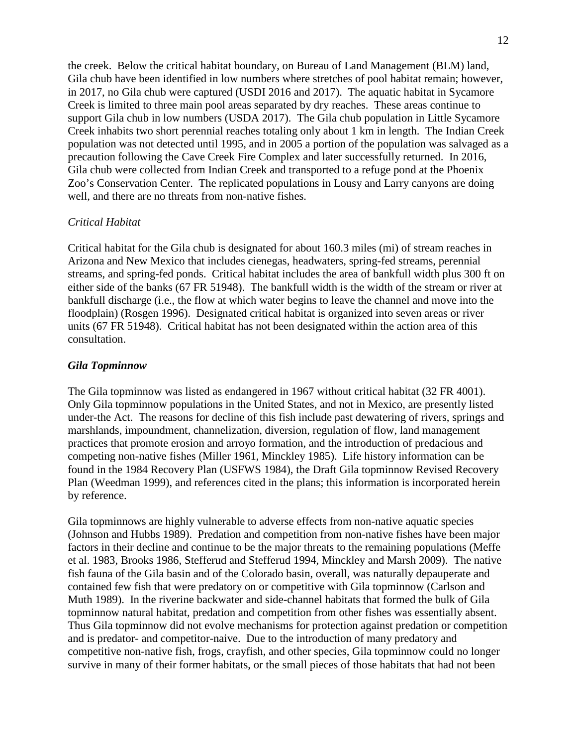the creek. Below the critical habitat boundary, on Bureau of Land Management (BLM) land, Gila chub have been identified in low numbers where stretches of pool habitat remain; however, in 2017, no Gila chub were captured (USDI 2016 and 2017). The aquatic habitat in Sycamore Creek is limited to three main pool areas separated by dry reaches. These areas continue to support Gila chub in low numbers (USDA 2017). The Gila chub population in Little Sycamore Creek inhabits two short perennial reaches totaling only about 1 km in length. The Indian Creek population was not detected until 1995, and in 2005 a portion of the population was salvaged as a precaution following the Cave Creek Fire Complex and later successfully returned. In 2016, Gila chub were collected from Indian Creek and transported to a refuge pond at the Phoenix Zoo's Conservation Center. The replicated populations in Lousy and Larry canyons are doing well, and there are no threats from non-native fishes.

*Critical Habitat*

Critical habitat for the Gila chub is designated for about 160.3 miles (mi) of stream reaches in Arizona and New Mexico that includes cienegas, headwaters, spring-fed streams, perennial streams, and spring-fed ponds. Critical habitat includes the area of bankfull width plus 300 ft on either side of the banks (67 FR 51948). The bankfull width is the width of the stream or river at bankfull discharge (i.e., the flow at which water begins to leave the channel and move into the floodplain) (Rosgen 1996). Designated critical habitat is organized into seven areas or river units (67 FR 51948). Critical habitat has not been designated within the action area of this consultation.

***Gila Topminnow***

The Gila topminnow was listed as endangered in 1967 without critical habitat (32 FR 4001). Only Gila topminnow populations in the United States, and not in Mexico, are presently listed under-the Act. The reasons for decline of this fish include past dewatering of rivers, springs and marshlands, impoundment, channelization, diversion, regulation of flow, land management practices that promote erosion and arroyo formation, and the introduction of predacious and competing non-native fishes (Miller 1961, Minckley 1985). Life history information can be found in the 1984 Recovery Plan (USFWS 1984), the Draft Gila topminnow Revised Recovery Plan (Weedman 1999), and references cited in the plans; this information is incorporated herein by reference.

Gila topminnows are highly vulnerable to adverse effects from non-native aquatic species (Johnson and Hubbs 1989). Predation and competition from non-native fishes have been major factors in their decline and continue to be the major threats to the remaining populations (Meffe et al. 1983, Brooks 1986, Stefferud and Stefferud 1994, Minckley and Marsh 2009). The native fish fauna of the Gila basin and of the Colorado basin, overall, was naturally depauperate and contained few fish that were predatory on or competitive with Gila topminnow (Carlson and Muth 1989). In the riverine backwater and side-channel habitats that formed the bulk of Gila topminnow natural habitat, predation and competition from other fishes was essentially absent. Thus Gila topminnow did not evolve mechanisms for protection against predation or competition and is predator- and competitor-naive. Due to the introduction of many predatory and competitive non-native fish, frogs, crayfish, and other species, Gila topminnow could no longer survive in many of their former habitats, or the small pieces of those habitats that had not been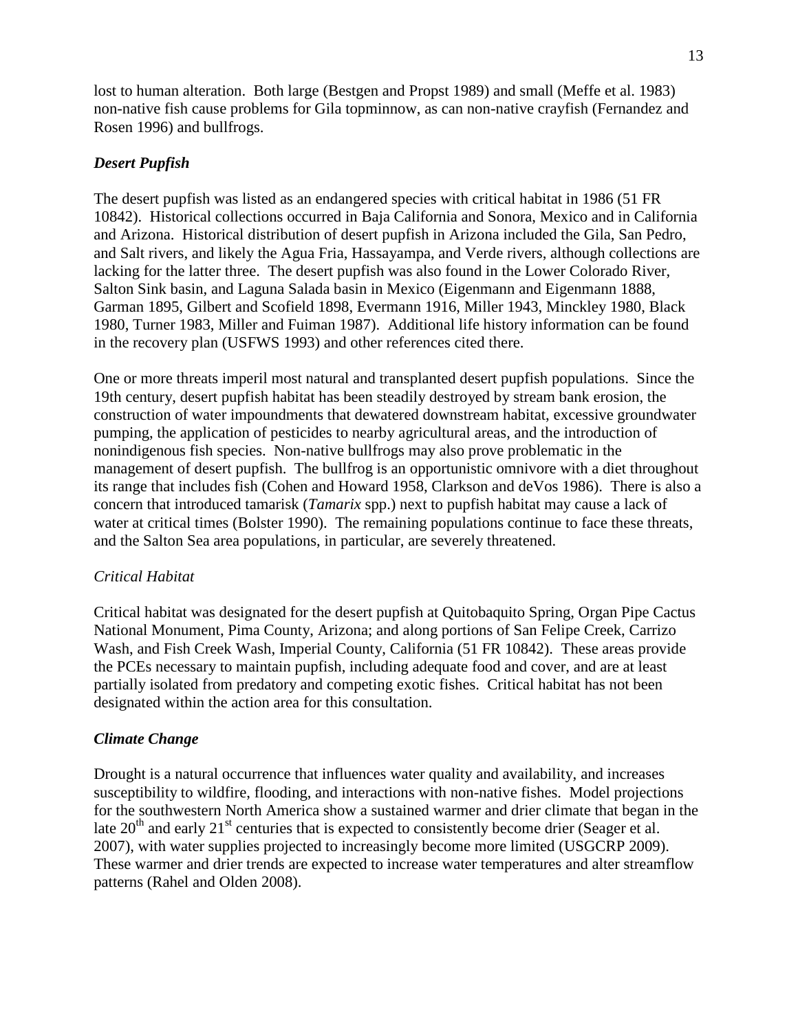lost to human alteration. Both large (Bestgen and Propst 1989) and small (Meffe et al. 1983) non-native fish cause problems for Gila topminnow, as can non-native crayfish (Fernandez and Rosen 1996) and bullfrogs.

### ***Desert Pupfish***

The desert pupfish was listed as an endangered species with critical habitat in 1986 (51 FR 10842). Historical collections occurred in Baja California and Sonora, Mexico and in California and Arizona. Historical distribution of desert pupfish in Arizona included the Gila, San Pedro, and Salt rivers, and likely the Agua Fria, Hassayampa, and Verde rivers, although collections are lacking for the latter three. The desert pupfish was also found in the Lower Colorado River, Salton Sink basin, and Laguna Salada basin in Mexico (Eigenmann and Eigenmann 1888, Garman 1895, Gilbert and Scofield 1898, Evermann 1916, Miller 1943, Minckley 1980, Black 1980, Turner 1983, Miller and Fuiman 1987). Additional life history information can be found in the recovery plan (USFWS 1993) and other references cited there.

One or more threats imperil most natural and transplanted desert pupfish populations. Since the 19th century, desert pupfish habitat has been steadily destroyed by stream bank erosion, the construction of water impoundments that dewatered downstream habitat, excessive groundwater pumping, the application of pesticides to nearby agricultural areas, and the introduction of nonindigenous fish species. Non-native bullfrogs may also prove problematic in the management of desert pupfish. The bullfrog is an opportunistic omnivore with a diet throughout its range that includes fish (Cohen and Howard 1958, Clarkson and deVos 1986). There is also a concern that introduced tamarisk (*Tamarix* spp.) next to pupfish habitat may cause a lack of water at critical times (Bolster 1990). The remaining populations continue to face these threats, and the Salton Sea area populations, in particular, are severely threatened.

#### *Critical Habitat*

Critical habitat was designated for the desert pupfish at Quitobaquito Spring, Organ Pipe Cactus National Monument, Pima County, Arizona; and along portions of San Felipe Creek, Carrizo Wash, and Fish Creek Wash, Imperial County, California (51 FR 10842). These areas provide the PCEs necessary to maintain pupfish, including adequate food and cover, and are at least partially isolated from predatory and competing exotic fishes. Critical habitat has not been designated within the action area for this consultation.

### ***Climate Change***

Drought is a natural occurrence that influences water quality and availability, and increases susceptibility to wildfire, flooding, and interactions with non-native fishes. Model projections for the southwestern North America show a sustained warmer and drier climate that began in the late 20th and early 21st centuries that is expected to consistently become drier (Seager et al. 2007), with water supplies projected to increasingly become more limited (USGCRP 2009). These warmer and drier trends are expected to increase water temperatures and alter streamflow patterns (Rahel and Olden 2008).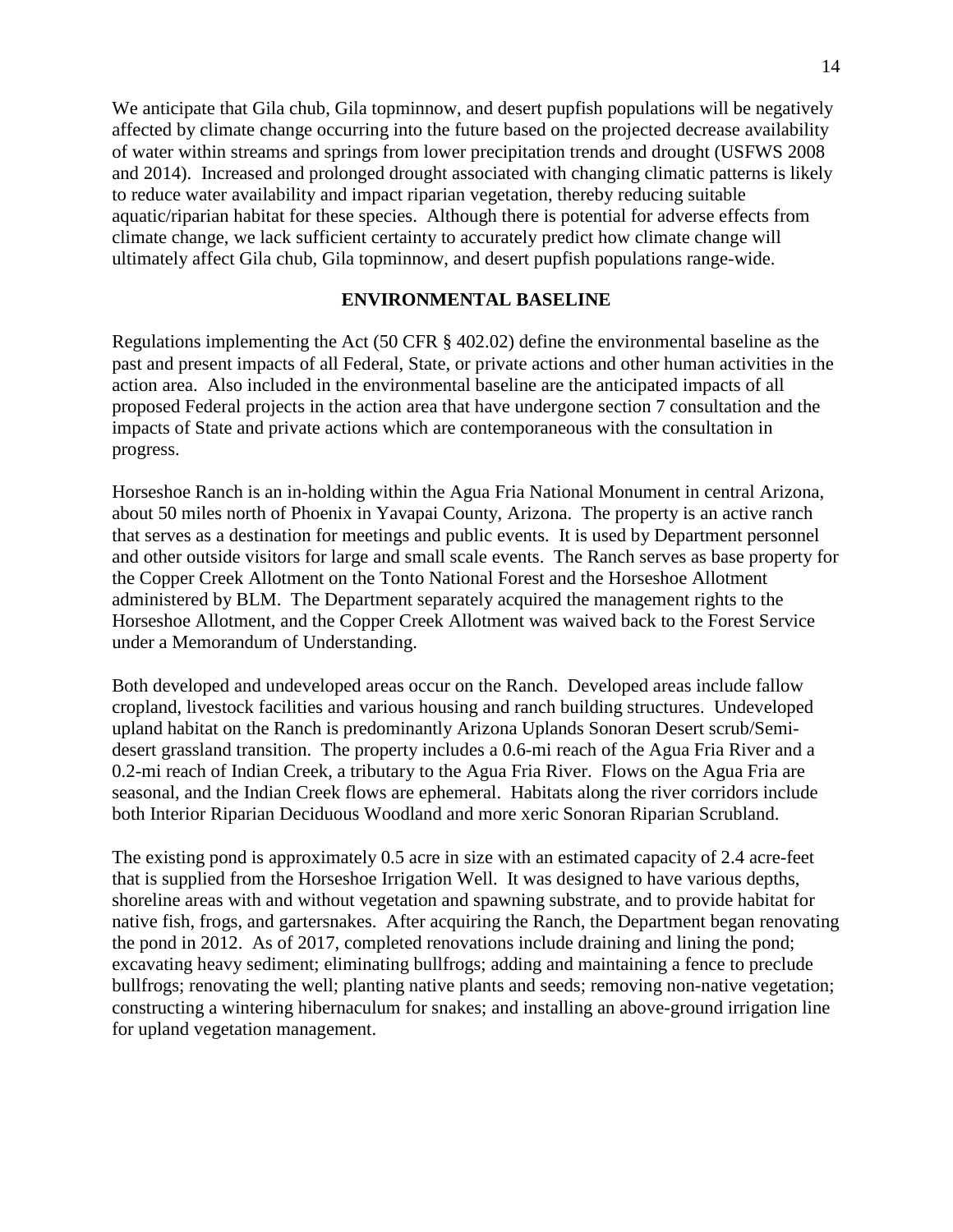We anticipate that Gila chub, Gila topminnow, and desert pupfish populations will be negatively affected by climate change occurring into the future based on the projected decrease availability of water within streams and springs from lower precipitation trends and drought (USFWS 2008 and 2014). Increased and prolonged drought associated with changing climatic patterns is likely to reduce water availability and impact riparian vegetation, thereby reducing suitable aquatic/riparian habitat for these species. Although there is potential for adverse effects from climate change, we lack sufficient certainty to accurately predict how climate change will ultimately affect Gila chub, Gila topminnow, and desert pupfish populations range-wide.

## ENVIRONMENTAL BASELINE

Regulations implementing the Act (50 CFR § 402.02) define the environmental baseline as the past and present impacts of all Federal, State, or private actions and other human activities in the action area. Also included in the environmental baseline are the anticipated impacts of all proposed Federal projects in the action area that have undergone section 7 consultation and the impacts of State and private actions which are contemporaneous with the consultation in progress.

Horseshoe Ranch is an in-holding within the Agua Fria National Monument in central Arizona, about 50 miles north of Phoenix in Yavapai County, Arizona. The property is an active ranch that serves as a destination for meetings and public events. It is used by Department personnel and other outside visitors for large and small scale events. The Ranch serves as base property for the Copper Creek Allotment on the Tonto National Forest and the Horseshoe Allotment administered by BLM. The Department separately acquired the management rights to the Horseshoe Allotment, and the Copper Creek Allotment was waived back to the Forest Service under a Memorandum of Understanding.

Both developed and undeveloped areas occur on the Ranch. Developed areas include fallow cropland, livestock facilities and various housing and ranch building structures. Undeveloped upland habitat on the Ranch is predominantly Arizona Uplands Sonoran Desert scrub/Semi-desert grassland transition. The property includes a 0.6-mi reach of the Agua Fria River and a 0.2-mi reach of Indian Creek, a tributary to the Agua Fria River. Flows on the Agua Fria are seasonal, and the Indian Creek flows are ephemeral. Habitats along the river corridors include both Interior Riparian Deciduous Woodland and more xeric Sonoran Riparian Scrubland.

The existing pond is approximately 0.5 acre in size with an estimated capacity of 2.4 acre-feet that is supplied from the Horseshoe Irrigation Well. It was designed to have various depths, shoreline areas with and without vegetation and spawning substrate, and to provide habitat for native fish, frogs, and gartersnakes. After acquiring the Ranch, the Department began renovating the pond in 2012. As of 2017, completed renovations include draining and lining the pond; excavating heavy sediment; eliminating bullfrogs; adding and maintaining a fence to preclude bullfrogs; renovating the well; planting native plants and seeds; removing non-native vegetation; constructing a wintering hibernaculum for snakes; and installing an above-ground irrigation line for upland vegetation management.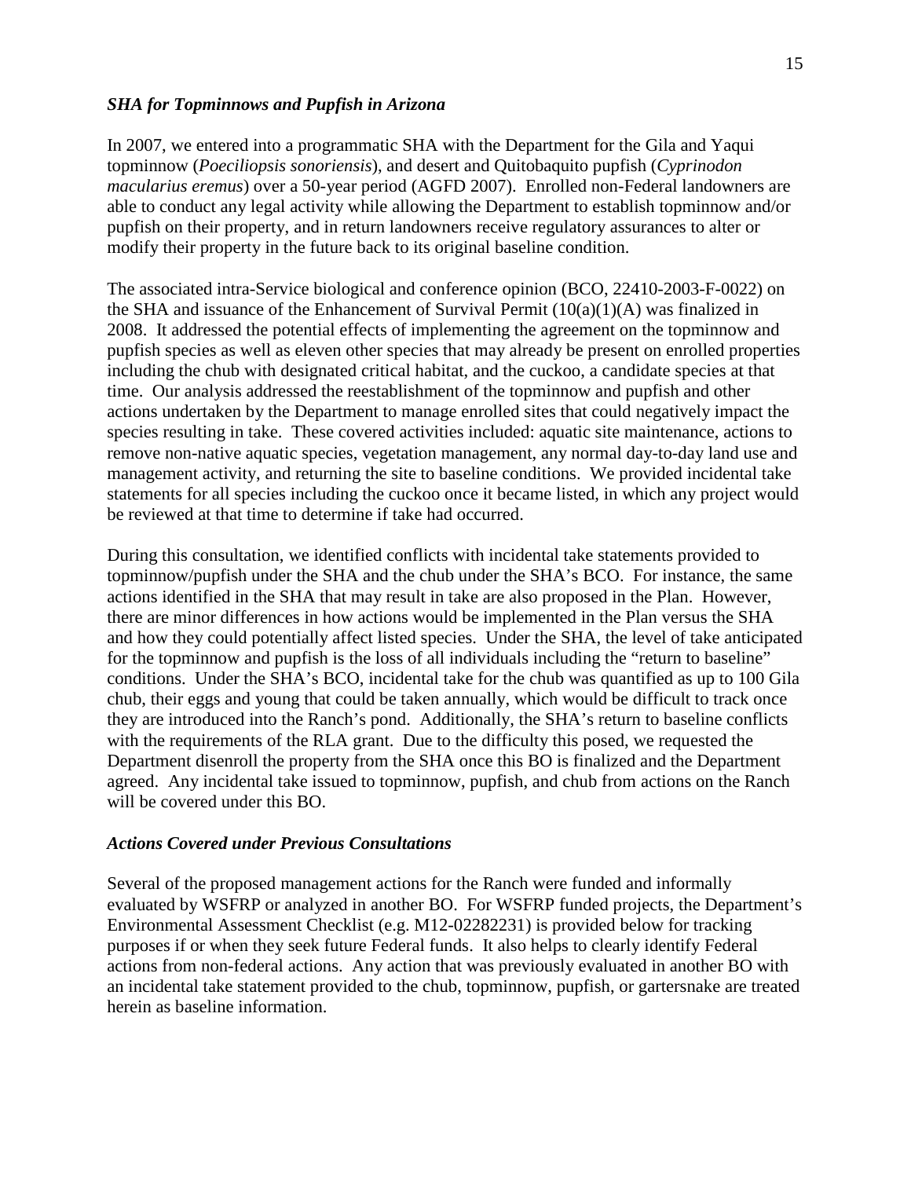### *SHA for Topminnows and Pupfish in Arizona*

In 2007, we entered into a programmatic SHA with the Department for the Gila and Yaqui topminnow (*Poeciliopsis sonoriensis*), and desert and Quitobaquito pupfish (*Cyprinodon macularius eremus*) over a 50-year period (AGFD 2007). Enrolled non-Federal landowners are able to conduct any legal activity while allowing the Department to establish topminnow and/or pupfish on their property, and in return landowners receive regulatory assurances to alter or modify their property in the future back to its original baseline condition.

The associated intra-Service biological and conference opinion (BCO, 22410-2003-F-0022) on the SHA and issuance of the Enhancement of Survival Permit (10(a)(1)(A) was finalized in 2008. It addressed the potential effects of implementing the agreement on the topminnow and pupfish species as well as eleven other species that may already be present on enrolled properties including the chub with designated critical habitat, and the cuckoo, a candidate species at that time. Our analysis addressed the reestablishment of the topminnow and pupfish and other actions undertaken by the Department to manage enrolled sites that could negatively impact the species resulting in take. These covered activities included: aquatic site maintenance, actions to remove non-native aquatic species, vegetation management, any normal day-to-day land use and management activity, and returning the site to baseline conditions. We provided incidental take statements for all species including the cuckoo once it became listed, in which any project would be reviewed at that time to determine if take had occurred.

During this consultation, we identified conflicts with incidental take statements provided to topminnow/pupfish under the SHA and the chub under the SHA's BCO. For instance, the same actions identified in the SHA that may result in take are also proposed in the Plan. However, there are minor differences in how actions would be implemented in the Plan versus the SHA and how they could potentially affect listed species. Under the SHA, the level of take anticipated for the topminnow and pupfish is the loss of all individuals including the "return to baseline" conditions. Under the SHA's BCO, incidental take for the chub was quantified as up to 100 Gila chub, their eggs and young that could be taken annually, which would be difficult to track once they are introduced into the Ranch's pond. Additionally, the SHA's return to baseline conflicts with the requirements of the RLA grant. Due to the difficulty this posed, we requested the Department disenroll the property from the SHA once this BO is finalized and the Department agreed. Any incidental take issued to topminnow, pupfish, and chub from actions on the Ranch will be covered under this BO.

### *Actions Covered under Previous Consultations*

Several of the proposed management actions for the Ranch were funded and informally evaluated by WSFRP or analyzed in another BO. For WSFRP funded projects, the Department's Environmental Assessment Checklist (e.g. M12-02282231) is provided below for tracking purposes if or when they seek future Federal funds. It also helps to clearly identify Federal actions from non-federal actions. Any action that was previously evaluated in another BO with an incidental take statement provided to the chub, topminnow, pupfish, or gartersnake are treated herein as baseline information.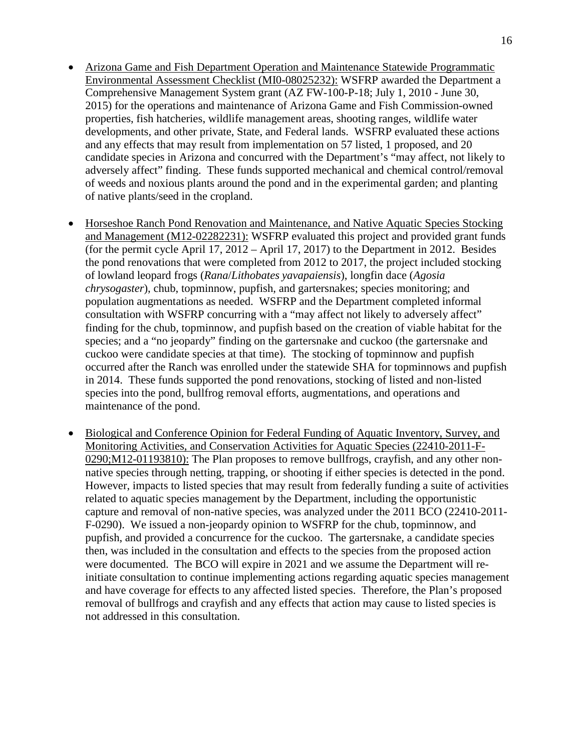- Arizona Game and Fish Department Operation and Maintenance Statewide Programmatic Environmental Assessment Checklist (MI0-08025232): WSFRP awarded the Department a Comprehensive Management System grant (AZ FW-100-P-18; July 1, 2010 - June 30, 2015) for the operations and maintenance of Arizona Game and Fish Commission-owned properties, fish hatcheries, wildlife management areas, shooting ranges, wildlife water developments, and other private, State, and Federal lands. WSFRP evaluated these actions and any effects that may result from implementation on 57 listed, 1 proposed, and 20 candidate species in Arizona and concurred with the Department's "may affect, not likely to adversely affect" finding. These funds supported mechanical and chemical control/removal of weeds and noxious plants around the pond and in the experimental garden; and planting of native plants/seed in the cropland.

- Horseshoe Ranch Pond Renovation and Maintenance, and Native Aquatic Species Stocking and Management (M12-02282231): WSFRP evaluated this project and provided grant funds (for the permit cycle April 17, 2012 – April 17, 2017) to the Department in 2012. Besides the pond renovations that were completed from 2012 to 2017, the project included stocking of lowland leopard frogs (*Rana*/*Lithobates yavapaiensis*), longfin dace (*Agosia chrysogaster*), chub, topminnow, pupfish, and gartersnakes; species monitoring; and population augmentations as needed. WSFRP and the Department completed informal consultation with WSFRP concurring with a "may affect not likely to adversely affect" finding for the chub, topminnow, and pupfish based on the creation of viable habitat for the species; and a "no jeopardy" finding on the gartersnake and cuckoo (the gartersnake and cuckoo were candidate species at that time). The stocking of topminnow and pupfish occurred after the Ranch was enrolled under the statewide SHA for topminnows and pupfish in 2014. These funds supported the pond renovations, stocking of listed and non-listed species into the pond, bullfrog removal efforts, augmentations, and operations and maintenance of the pond.

- Biological and Conference Opinion for Federal Funding of Aquatic Inventory, Survey, and Monitoring Activities, and Conservation Activities for Aquatic Species (22410-2011-F-0290;M12-01193810): The Plan proposes to remove bullfrogs, crayfish, and any other non-native species through netting, trapping, or shooting if either species is detected in the pond. However, impacts to listed species that may result from federally funding a suite of activities related to aquatic species management by the Department, including the opportunistic capture and removal of non-native species, was analyzed under the 2011 BCO (22410-2011-F-0290). We issued a non-jeopardy opinion to WSFRP for the chub, topminnow, and pupfish, and provided a concurrence for the cuckoo. The gartersnake, a candidate species then, was included in the consultation and effects to the species from the proposed action were documented. The BCO will expire in 2021 and we assume the Department will re-initiate consultation to continue implementing actions regarding aquatic species management and have coverage for effects to any affected listed species. Therefore, the Plan's proposed removal of bullfrogs and crayfish and any effects that action may cause to listed species is not addressed in this consultation.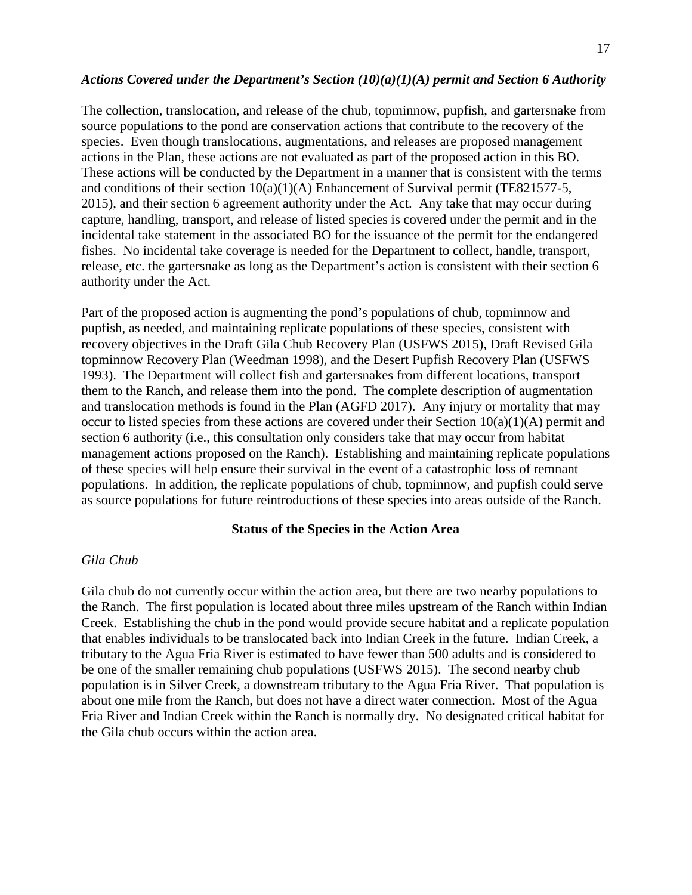***Actions Covered under the Department's Section (10)(a)(1)(A) permit and Section 6 Authority***

The collection, translocation, and release of the chub, topminnow, pupfish, and gartersnake from source populations to the pond are conservation actions that contribute to the recovery of the species. Even though translocations, augmentations, and releases are proposed management actions in the Plan, these actions are not evaluated as part of the proposed action in this BO. These actions will be conducted by the Department in a manner that is consistent with the terms and conditions of their section 10(a)(1)(A) Enhancement of Survival permit (TE821577-5, 2015), and their section 6 agreement authority under the Act. Any take that may occur during capture, handling, transport, and release of listed species is covered under the permit and in the incidental take statement in the associated BO for the issuance of the permit for the endangered fishes. No incidental take coverage is needed for the Department to collect, handle, transport, release, etc. the gartersnake as long as the Department's action is consistent with their section 6 authority under the Act.

Part of the proposed action is augmenting the pond's populations of chub, topminnow and pupfish, as needed, and maintaining replicate populations of these species, consistent with recovery objectives in the Draft Gila Chub Recovery Plan (USFWS 2015), Draft Revised Gila topminnow Recovery Plan (Weedman 1998), and the Desert Pupfish Recovery Plan (USFWS 1993). The Department will collect fish and gartersnakes from different locations, transport them to the Ranch, and release them into the pond. The complete description of augmentation and translocation methods is found in the Plan (AGFD 2017). Any injury or mortality that may occur to listed species from these actions are covered under their Section 10(a)(1)(A) permit and section 6 authority (i.e., this consultation only considers take that may occur from habitat management actions proposed on the Ranch). Establishing and maintaining replicate populations of these species will help ensure their survival in the event of a catastrophic loss of remnant populations. In addition, the replicate populations of chub, topminnow, and pupfish could serve as source populations for future reintroductions of these species into areas outside of the Ranch.

## Status of the Species in the Action Area

*Gila Chub*

Gila chub do not currently occur within the action area, but there are two nearby populations to the Ranch. The first population is located about three miles upstream of the Ranch within Indian Creek. Establishing the chub in the pond would provide secure habitat and a replicate population that enables individuals to be translocated back into Indian Creek in the future. Indian Creek, a tributary to the Agua Fria River is estimated to have fewer than 500 adults and is considered to be one of the smaller remaining chub populations (USFWS 2015). The second nearby chub population is in Silver Creek, a downstream tributary to the Agua Fria River. That population is about one mile from the Ranch, but does not have a direct water connection. Most of the Agua Fria River and Indian Creek within the Ranch is normally dry. No designated critical habitat for the Gila chub occurs within the action area.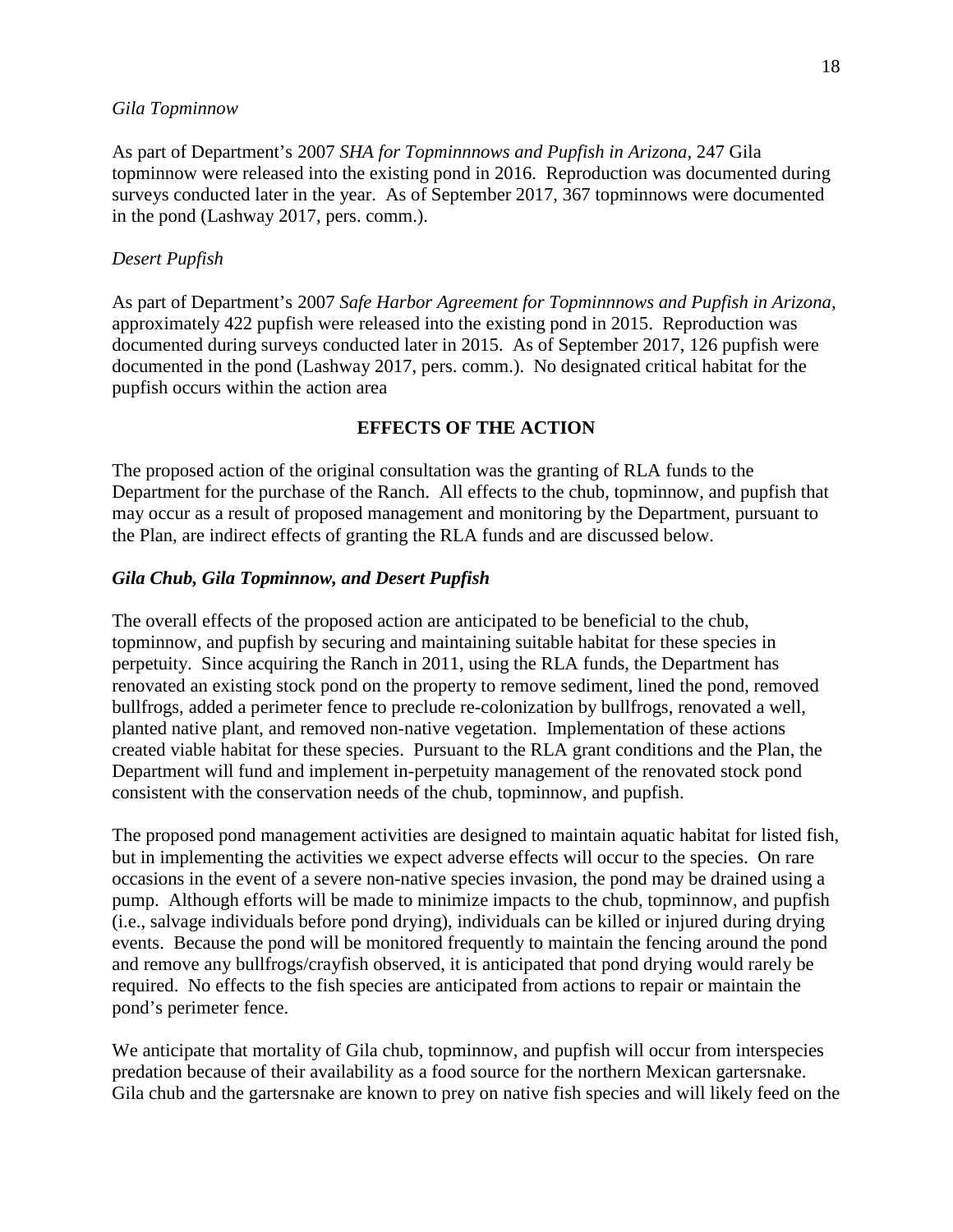*Gila Topminnow*

As part of Department's 2007 *SHA for Topminnnows and Pupfish in Arizona*, 247 Gila topminnow were released into the existing pond in 2016. Reproduction was documented during surveys conducted later in the year. As of September 2017, 367 topminnows were documented in the pond (Lashway 2017, pers. comm.).

*Desert Pupfish*

As part of Department's 2007 *Safe Harbor Agreement for Topminnnows and Pupfish in Arizona*, approximately 422 pupfish were released into the existing pond in 2015. Reproduction was documented during surveys conducted later in 2015. As of September 2017, 126 pupfish were documented in the pond (Lashway 2017, pers. comm.). No designated critical habitat for the pupfish occurs within the action area

## EFFECTS OF THE ACTION

The proposed action of the original consultation was the granting of RLA funds to the Department for the purchase of the Ranch. All effects to the chub, topminnow, and pupfish that may occur as a result of proposed management and monitoring by the Department, pursuant to the Plan, are indirect effects of granting the RLA funds and are discussed below.

### ***Gila Chub, Gila Topminnow, and Desert Pupfish***

The overall effects of the proposed action are anticipated to be beneficial to the chub, topminnow, and pupfish by securing and maintaining suitable habitat for these species in perpetuity. Since acquiring the Ranch in 2011, using the RLA funds, the Department has renovated an existing stock pond on the property to remove sediment, lined the pond, removed bullfrogs, added a perimeter fence to preclude re-colonization by bullfrogs, renovated a well, planted native plant, and removed non-native vegetation. Implementation of these actions created viable habitat for these species. Pursuant to the RLA grant conditions and the Plan, the Department will fund and implement in-perpetuity management of the renovated stock pond consistent with the conservation needs of the chub, topminnow, and pupfish.

The proposed pond management activities are designed to maintain aquatic habitat for listed fish, but in implementing the activities we expect adverse effects will occur to the species. On rare occasions in the event of a severe non-native species invasion, the pond may be drained using a pump. Although efforts will be made to minimize impacts to the chub, topminnow, and pupfish (i.e., salvage individuals before pond drying), individuals can be killed or injured during drying events. Because the pond will be monitored frequently to maintain the fencing around the pond and remove any bullfrogs/crayfish observed, it is anticipated that pond drying would rarely be required. No effects to the fish species are anticipated from actions to repair or maintain the pond's perimeter fence.

We anticipate that mortality of Gila chub, topminnow, and pupfish will occur from interspecies predation because of their availability as a food source for the northern Mexican gartersnake. Gila chub and the gartersnake are known to prey on native fish species and will likely feed on the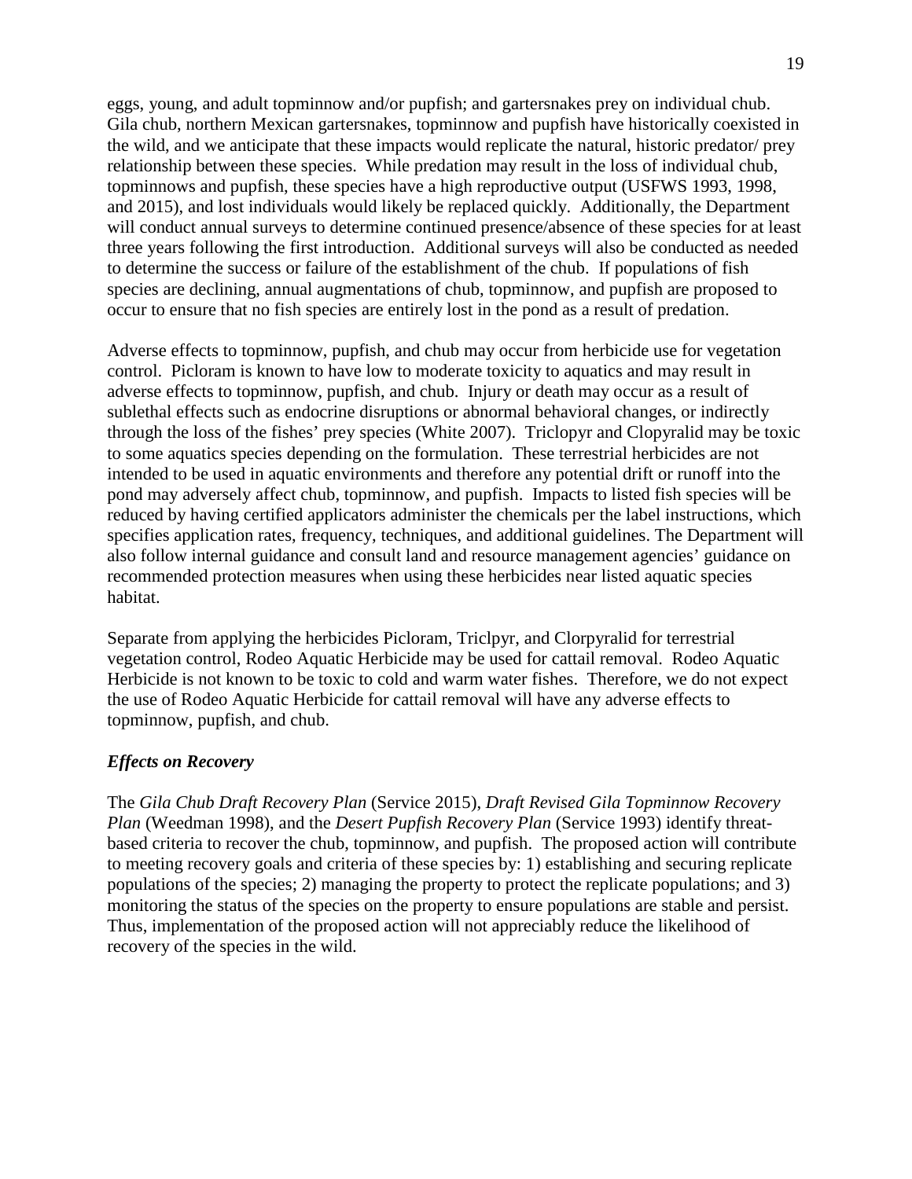eggs, young, and adult topminnow and/or pupfish; and gartersnakes prey on individual chub. Gila chub, northern Mexican gartersnakes, topminnow and pupfish have historically coexisted in the wild, and we anticipate that these impacts would replicate the natural, historic predator/ prey relationship between these species. While predation may result in the loss of individual chub, topminnows and pupfish, these species have a high reproductive output (USFWS 1993, 1998, and 2015), and lost individuals would likely be replaced quickly. Additionally, the Department will conduct annual surveys to determine continued presence/absence of these species for at least three years following the first introduction. Additional surveys will also be conducted as needed to determine the success or failure of the establishment of the chub. If populations of fish species are declining, annual augmentations of chub, topminnow, and pupfish are proposed to occur to ensure that no fish species are entirely lost in the pond as a result of predation.

Adverse effects to topminnow, pupfish, and chub may occur from herbicide use for vegetation control. Picloram is known to have low to moderate toxicity to aquatics and may result in adverse effects to topminnow, pupfish, and chub. Injury or death may occur as a result of sublethal effects such as endocrine disruptions or abnormal behavioral changes, or indirectly through the loss of the fishes' prey species (White 2007). Triclopyr and Clopyralid may be toxic to some aquatics species depending on the formulation. These terrestrial herbicides are not intended to be used in aquatic environments and therefore any potential drift or runoff into the pond may adversely affect chub, topminnow, and pupfish. Impacts to listed fish species will be reduced by having certified applicators administer the chemicals per the label instructions, which specifies application rates, frequency, techniques, and additional guidelines. The Department will also follow internal guidance and consult land and resource management agencies' guidance on recommended protection measures when using these herbicides near listed aquatic species habitat.

Separate from applying the herbicides Picloram, Triclpyr, and Clorpyralid for terrestrial vegetation control, Rodeo Aquatic Herbicide may be used for cattail removal. Rodeo Aquatic Herbicide is not known to be toxic to cold and warm water fishes. Therefore, we do not expect the use of Rodeo Aquatic Herbicide for cattail removal will have any adverse effects to topminnow, pupfish, and chub.

### *Effects on Recovery*

The *Gila Chub Draft Recovery Plan* (Service 2015), *Draft Revised Gila Topminnow Recovery Plan* (Weedman 1998), and the *Desert Pupfish Recovery Plan* (Service 1993) identify threat-based criteria to recover the chub, topminnow, and pupfish. The proposed action will contribute to meeting recovery goals and criteria of these species by: 1) establishing and securing replicate populations of the species; 2) managing the property to protect the replicate populations; and 3) monitoring the status of the species on the property to ensure populations are stable and persist. Thus, implementation of the proposed action will not appreciably reduce the likelihood of recovery of the species in the wild.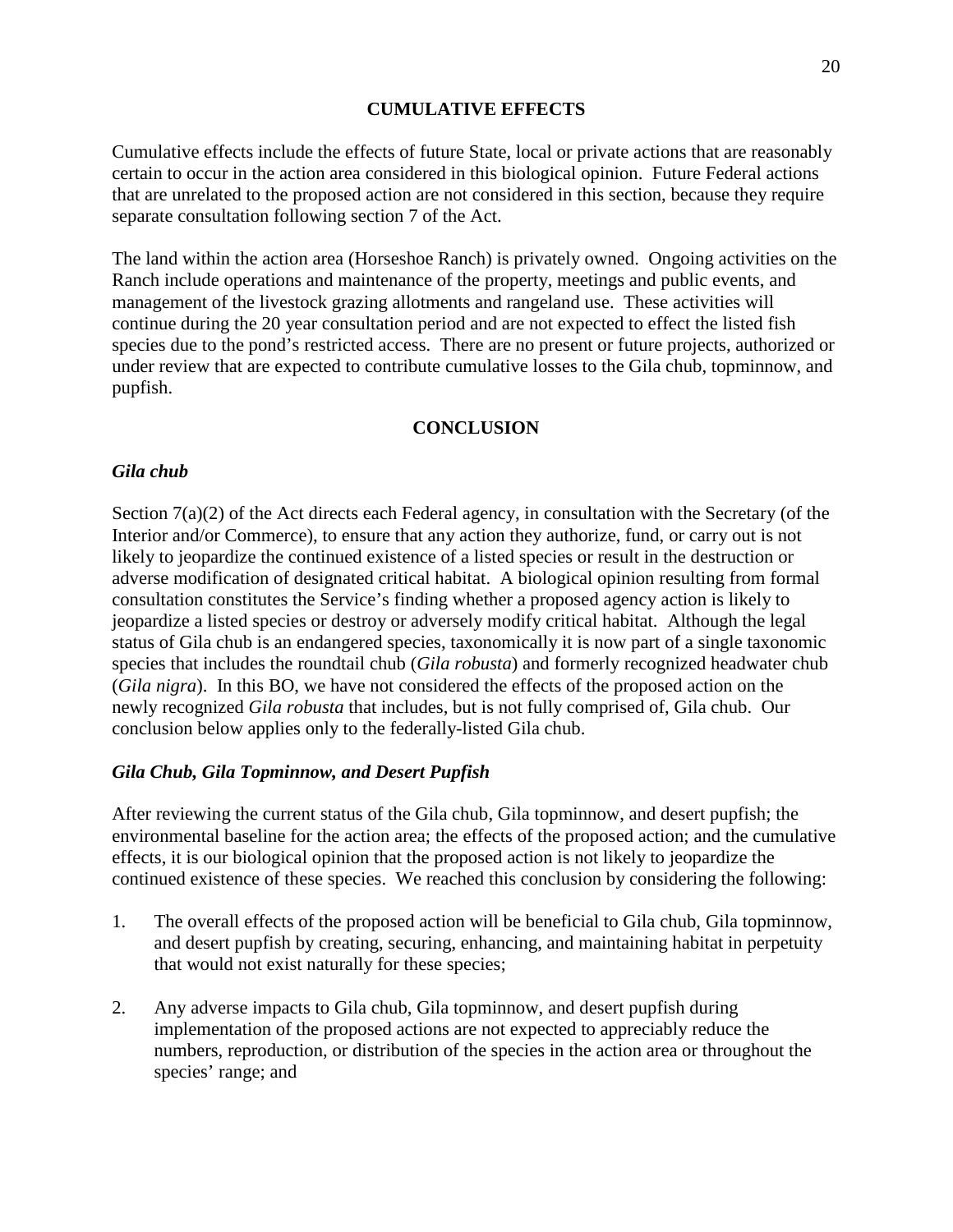## CUMULATIVE EFFECTS

Cumulative effects include the effects of future State, local or private actions that are reasonably certain to occur in the action area considered in this biological opinion. Future Federal actions that are unrelated to the proposed action are not considered in this section, because they require separate consultation following section 7 of the Act.

The land within the action area (Horseshoe Ranch) is privately owned. Ongoing activities on the Ranch include operations and maintenance of the property, meetings and public events, and management of the livestock grazing allotments and rangeland use. These activities will continue during the 20 year consultation period and are not expected to effect the listed fish species due to the pond's restricted access. There are no present or future projects, authorized or under review that are expected to contribute cumulative losses to the Gila chub, topminnow, and pupfish.

## CONCLUSION

### *Gila chub*

Section 7(a)(2) of the Act directs each Federal agency, in consultation with the Secretary (of the Interior and/or Commerce), to ensure that any action they authorize, fund, or carry out is not likely to jeopardize the continued existence of a listed species or result in the destruction or adverse modification of designated critical habitat. A biological opinion resulting from formal consultation constitutes the Service's finding whether a proposed agency action is likely to jeopardize a listed species or destroy or adversely modify critical habitat. Although the legal status of Gila chub is an endangered species, taxonomically it is now part of a single taxonomic species that includes the roundtail chub (*Gila robusta*) and formerly recognized headwater chub (*Gila nigra*). In this BO, we have not considered the effects of the proposed action on the newly recognized *Gila robusta* that includes, but is not fully comprised of, Gila chub. Our conclusion below applies only to the federally-listed Gila chub.

### *Gila Chub, Gila Topminnow, and Desert Pupfish*

After reviewing the current status of the Gila chub, Gila topminnow, and desert pupfish; the environmental baseline for the action area; the effects of the proposed action; and the cumulative effects, it is our biological opinion that the proposed action is not likely to jeopardize the continued existence of these species. We reached this conclusion by considering the following:

1. The overall effects of the proposed action will be beneficial to Gila chub, Gila topminnow, and desert pupfish by creating, securing, enhancing, and maintaining habitat in perpetuity that would not exist naturally for these species;

2. Any adverse impacts to Gila chub, Gila topminnow, and desert pupfish during implementation of the proposed actions are not expected to appreciably reduce the numbers, reproduction, or distribution of the species in the action area or throughout the species' range; and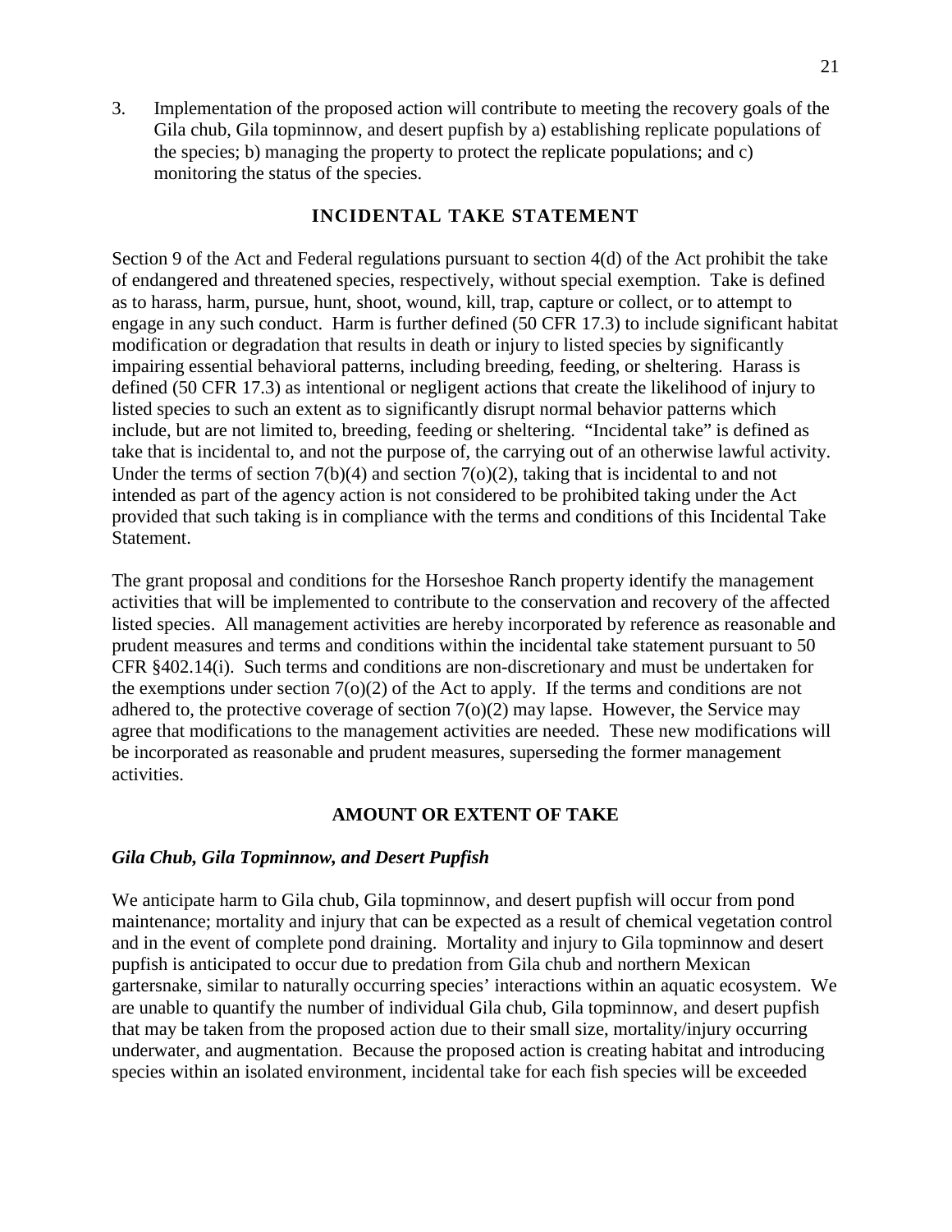3. Implementation of the proposed action will contribute to meeting the recovery goals of the Gila chub, Gila topminnow, and desert pupfish by a) establishing replicate populations of the species; b) managing the property to protect the replicate populations; and c) monitoring the status of the species.

## INCIDENTAL TAKE STATEMENT

Section 9 of the Act and Federal regulations pursuant to section 4(d) of the Act prohibit the take of endangered and threatened species, respectively, without special exemption. Take is defined as to harass, harm, pursue, hunt, shoot, wound, kill, trap, capture or collect, or to attempt to engage in any such conduct. Harm is further defined (50 CFR 17.3) to include significant habitat modification or degradation that results in death or injury to listed species by significantly impairing essential behavioral patterns, including breeding, feeding, or sheltering. Harass is defined (50 CFR 17.3) as intentional or negligent actions that create the likelihood of injury to listed species to such an extent as to significantly disrupt normal behavior patterns which include, but are not limited to, breeding, feeding or sheltering. "Incidental take" is defined as take that is incidental to, and not the purpose of, the carrying out of an otherwise lawful activity. Under the terms of section 7(b)(4) and section 7(o)(2), taking that is incidental to and not intended as part of the agency action is not considered to be prohibited taking under the Act provided that such taking is in compliance with the terms and conditions of this Incidental Take Statement.

The grant proposal and conditions for the Horseshoe Ranch property identify the management activities that will be implemented to contribute to the conservation and recovery of the affected listed species. All management activities are hereby incorporated by reference as reasonable and prudent measures and terms and conditions within the incidental take statement pursuant to 50 CFR §402.14(i). Such terms and conditions are non-discretionary and must be undertaken for the exemptions under section 7(o)(2) of the Act to apply. If the terms and conditions are not adhered to, the protective coverage of section 7(o)(2) may lapse. However, the Service may agree that modifications to the management activities are needed. These new modifications will be incorporated as reasonable and prudent measures, superseding the former management activities.

## AMOUNT OR EXTENT OF TAKE

### *Gila Chub, Gila Topminnow, and Desert Pupfish*

We anticipate harm to Gila chub, Gila topminnow, and desert pupfish will occur from pond maintenance; mortality and injury that can be expected as a result of chemical vegetation control and in the event of complete pond draining. Mortality and injury to Gila topminnow and desert pupfish is anticipated to occur due to predation from Gila chub and northern Mexican gartersnake, similar to naturally occurring species' interactions within an aquatic ecosystem. We are unable to quantify the number of individual Gila chub, Gila topminnow, and desert pupfish that may be taken from the proposed action due to their small size, mortality/injury occurring underwater, and augmentation. Because the proposed action is creating habitat and introducing species within an isolated environment, incidental take for each fish species will be exceeded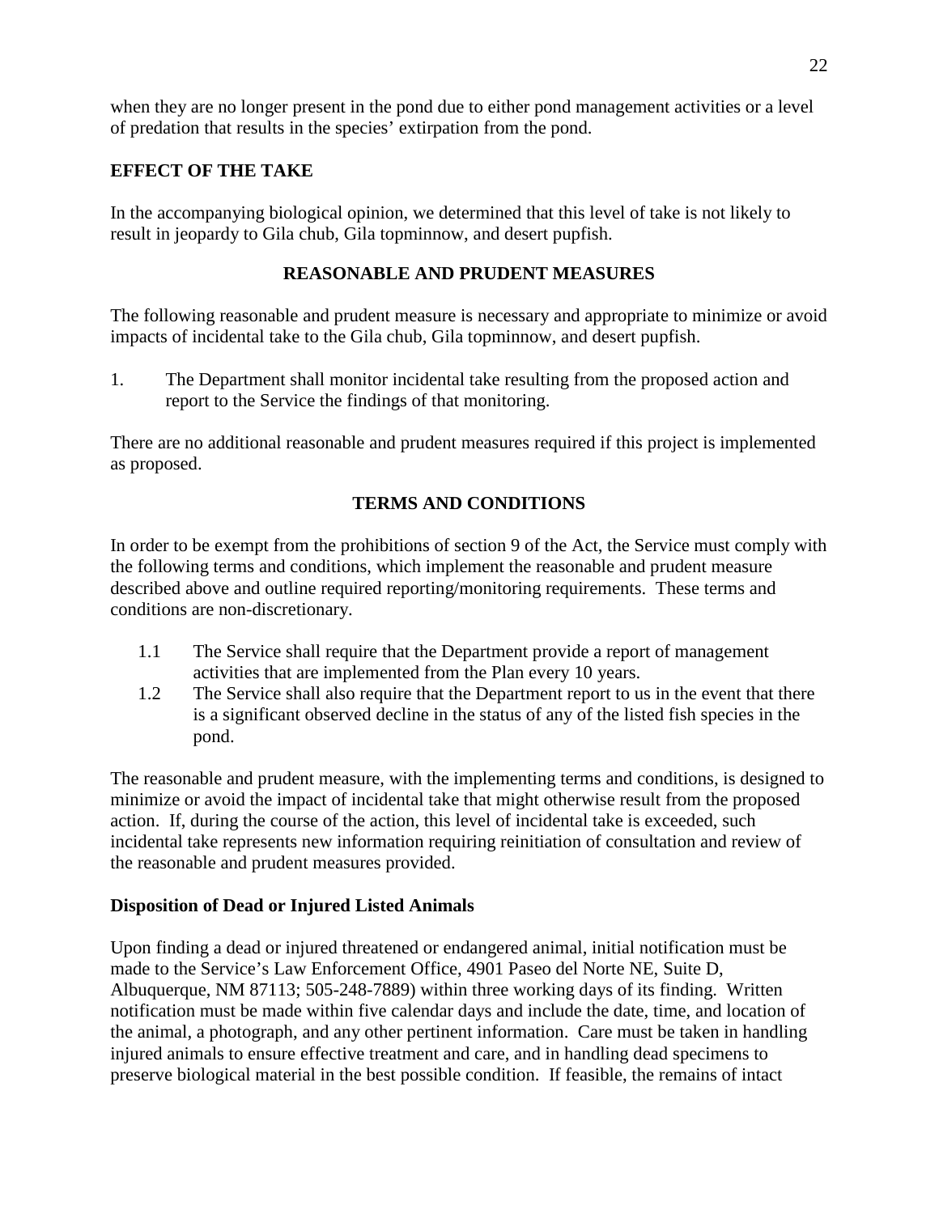when they are no longer present in the pond due to either pond management activities or a level of predation that results in the species' extirpation from the pond.

## EFFECT OF THE TAKE

In the accompanying biological opinion, we determined that this level of take is not likely to result in jeopardy to Gila chub, Gila topminnow, and desert pupfish.

## REASONABLE AND PRUDENT MEASURES

The following reasonable and prudent measure is necessary and appropriate to minimize or avoid impacts of incidental take to the Gila chub, Gila topminnow, and desert pupfish.

1. The Department shall monitor incidental take resulting from the proposed action and report to the Service the findings of that monitoring.

There are no additional reasonable and prudent measures required if this project is implemented as proposed.

## TERMS AND CONDITIONS

In order to be exempt from the prohibitions of section 9 of the Act, the Service must comply with the following terms and conditions, which implement the reasonable and prudent measure described above and outline required reporting/monitoring requirements. These terms and conditions are non-discretionary.

- 1.1 The Service shall require that the Department provide a report of management activities that are implemented from the Plan every 10 years.
- 1.2 The Service shall also require that the Department report to us in the event that there is a significant observed decline in the status of any of the listed fish species in the pond.

The reasonable and prudent measure, with the implementing terms and conditions, is designed to minimize or avoid the impact of incidental take that might otherwise result from the proposed action. If, during the course of the action, this level of incidental take is exceeded, such incidental take represents new information requiring reinitiation of consultation and review of the reasonable and prudent measures provided.

### Disposition of Dead or Injured Listed Animals

Upon finding a dead or injured threatened or endangered animal, initial notification must be made to the Service's Law Enforcement Office, 4901 Paseo del Norte NE, Suite D, Albuquerque, NM 87113; 505-248-7889) within three working days of its finding. Written notification must be made within five calendar days and include the date, time, and location of the animal, a photograph, and any other pertinent information. Care must be taken in handling injured animals to ensure effective treatment and care, and in handling dead specimens to preserve biological material in the best possible condition. If feasible, the remains of intact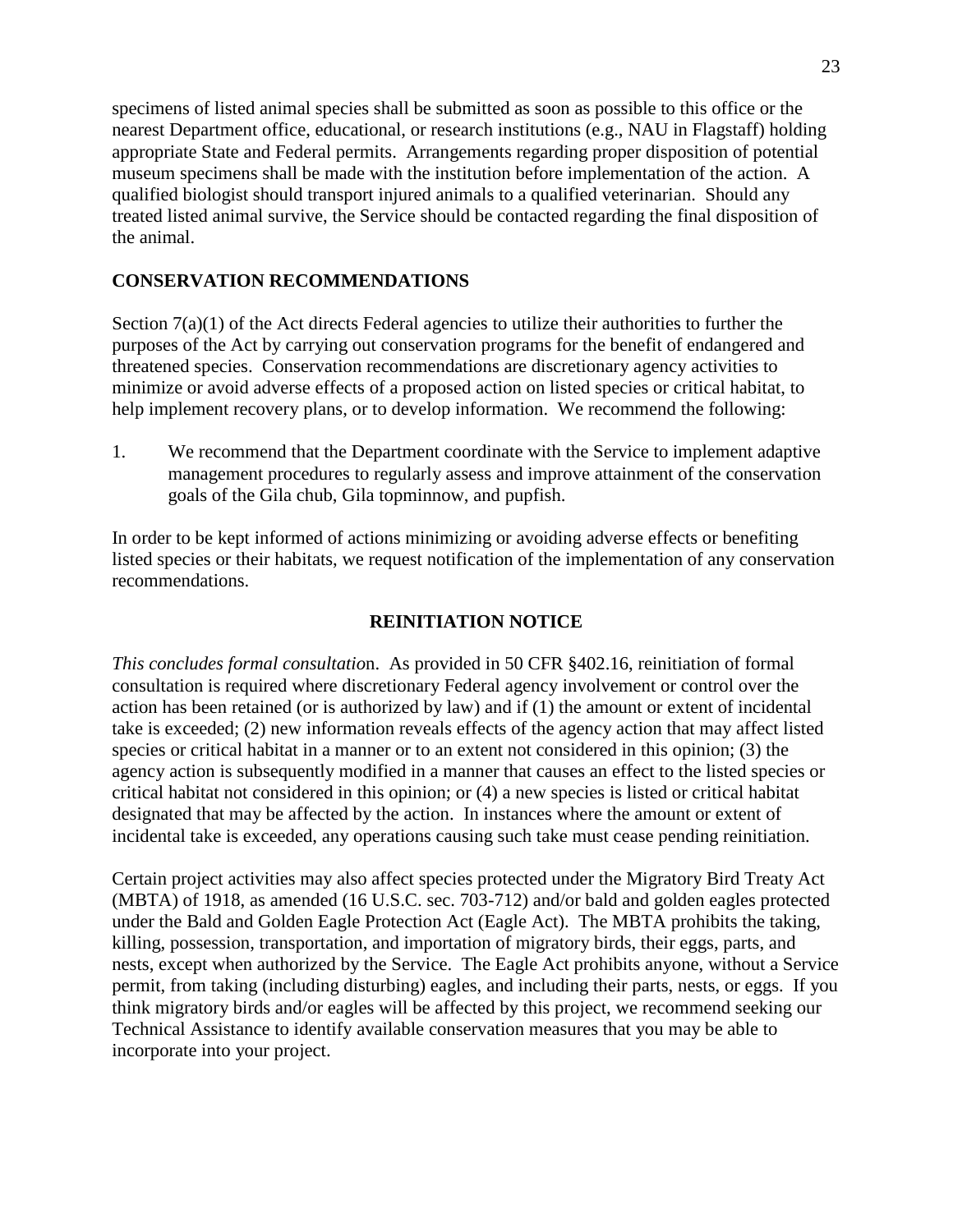specimens of listed animal species shall be submitted as soon as possible to this office or the nearest Department office, educational, or research institutions (e.g., NAU in Flagstaff) holding appropriate State and Federal permits. Arrangements regarding proper disposition of potential museum specimens shall be made with the institution before implementation of the action. A qualified biologist should transport injured animals to a qualified veterinarian. Should any treated listed animal survive, the Service should be contacted regarding the final disposition of the animal.

## CONSERVATION RECOMMENDATIONS

Section 7(a)(1) of the Act directs Federal agencies to utilize their authorities to further the purposes of the Act by carrying out conservation programs for the benefit of endangered and threatened species. Conservation recommendations are discretionary agency activities to minimize or avoid adverse effects of a proposed action on listed species or critical habitat, to help implement recovery plans, or to develop information. We recommend the following:

1. We recommend that the Department coordinate with the Service to implement adaptive management procedures to regularly assess and improve attainment of the conservation goals of the Gila chub, Gila topminnow, and pupfish.

In order to be kept informed of actions minimizing or avoiding adverse effects or benefiting listed species or their habitats, we request notification of the implementation of any conservation recommendations.

## REINITIATION NOTICE

*This concludes formal consultatio*n. As provided in 50 CFR §402.16, reinitiation of formal consultation is required where discretionary Federal agency involvement or control over the action has been retained (or is authorized by law) and if (1) the amount or extent of incidental take is exceeded; (2) new information reveals effects of the agency action that may affect listed species or critical habitat in a manner or to an extent not considered in this opinion; (3) the agency action is subsequently modified in a manner that causes an effect to the listed species or critical habitat not considered in this opinion; or (4) a new species is listed or critical habitat designated that may be affected by the action. In instances where the amount or extent of incidental take is exceeded, any operations causing such take must cease pending reinitiation.

Certain project activities may also affect species protected under the Migratory Bird Treaty Act (MBTA) of 1918, as amended (16 U.S.C. sec. 703-712) and/or bald and golden eagles protected under the Bald and Golden Eagle Protection Act (Eagle Act). The MBTA prohibits the taking, killing, possession, transportation, and importation of migratory birds, their eggs, parts, and nests, except when authorized by the Service. The Eagle Act prohibits anyone, without a Service permit, from taking (including disturbing) eagles, and including their parts, nests, or eggs. If you think migratory birds and/or eagles will be affected by this project, we recommend seeking our Technical Assistance to identify available conservation measures that you may be able to incorporate into your project.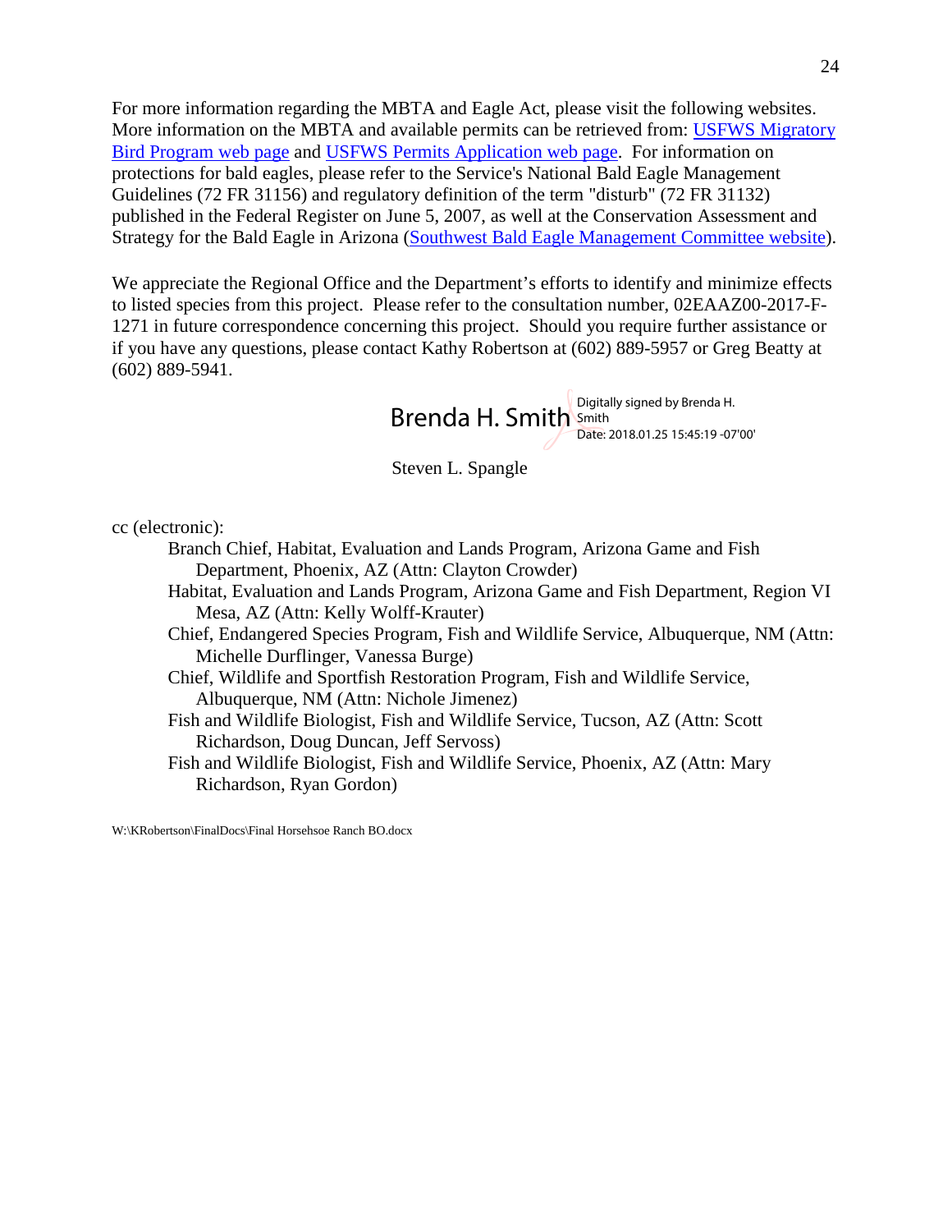For more information regarding the MBTA and Eagle Act, please visit the following websites. More information on the MBTA and available permits can be retrieved from: USFWS Migratory Bird Program web page and USFWS Permits Application web page. For information on protections for bald eagles, please refer to the Service's National Bald Eagle Management Guidelines (72 FR 31156) and regulatory definition of the term "disturb" (72 FR 31132) published in the Federal Register on June 5, 2007, as well at the Conservation Assessment and Strategy for the Bald Eagle in Arizona (Southwest Bald Eagle Management Committee website).

We appreciate the Regional Office and the Department's efforts to identify and minimize effects to listed species from this project. Please refer to the consultation number, 02EAAZ00-2017-F-1271 in future correspondence concerning this project. Should you require further assistance or if you have any questions, please contact Kathy Robertson at (602) 889-5957 or Greg Beatty at (602) 889-5941.

Brenda H. Smith — Digitally signed by Brenda H. Smith Date: 2018.01.25 15:45:19 -07'00'

Steven L. Spangle

cc (electronic):

- Branch Chief, Habitat, Evaluation and Lands Program, Arizona Game and Fish Department, Phoenix, AZ (Attn: Clayton Crowder)
- Habitat, Evaluation and Lands Program, Arizona Game and Fish Department, Region VI Mesa, AZ (Attn: Kelly Wolff-Krauter)
- Chief, Endangered Species Program, Fish and Wildlife Service, Albuquerque, NM (Attn: Michelle Durflinger, Vanessa Burge)
- Chief, Wildlife and Sportfish Restoration Program, Fish and Wildlife Service, Albuquerque, NM (Attn: Nichole Jimenez)
- Fish and Wildlife Biologist, Fish and Wildlife Service, Tucson, AZ (Attn: Scott Richardson, Doug Duncan, Jeff Servoss)
- Fish and Wildlife Biologist, Fish and Wildlife Service, Phoenix, AZ (Attn: Mary Richardson, Ryan Gordon)

W:\KRobertson\FinalDocs\Final Horsehsoe Ranch BO.docx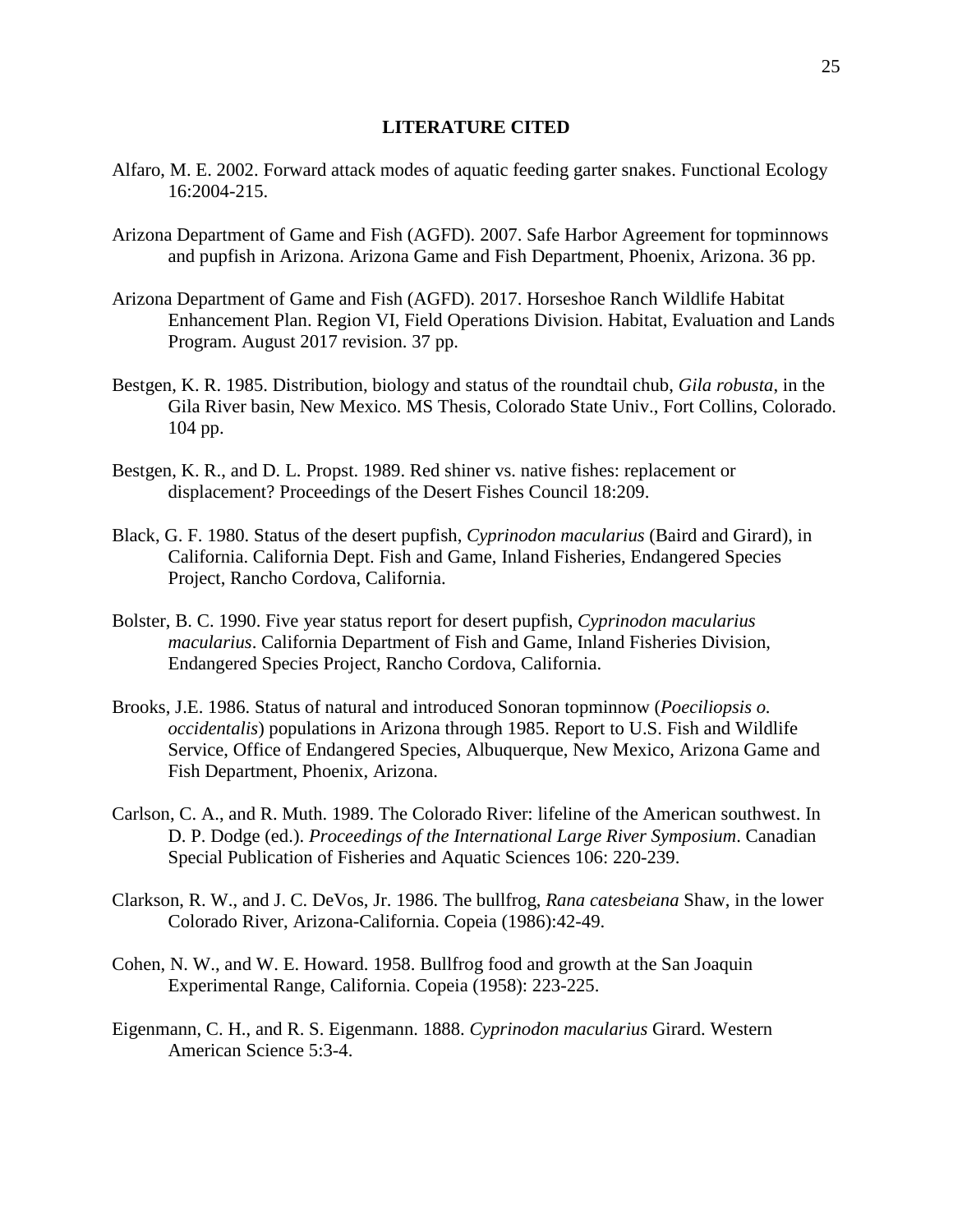## LITERATURE CITED

Alfaro, M. E. 2002. Forward attack modes of aquatic feeding garter snakes. Functional Ecology 16:2004-215.

Arizona Department of Game and Fish (AGFD). 2007. Safe Harbor Agreement for topminnows and pupfish in Arizona. Arizona Game and Fish Department, Phoenix, Arizona. 36 pp.

Arizona Department of Game and Fish (AGFD). 2017. Horseshoe Ranch Wildlife Habitat Enhancement Plan. Region VI, Field Operations Division. Habitat, Evaluation and Lands Program. August 2017 revision. 37 pp.

Bestgen, K. R. 1985. Distribution, biology and status of the roundtail chub, *Gila robusta*, in the Gila River basin, New Mexico. MS Thesis, Colorado State Univ., Fort Collins, Colorado. 104 pp.

Bestgen, K. R., and D. L. Propst. 1989. Red shiner vs. native fishes: replacement or displacement? Proceedings of the Desert Fishes Council 18:209.

Black, G. F. 1980. Status of the desert pupfish, *Cyprinodon macularius* (Baird and Girard), in California. California Dept. Fish and Game, Inland Fisheries, Endangered Species Project, Rancho Cordova, California.

Bolster, B. C. 1990. Five year status report for desert pupfish, *Cyprinodon macularius macularius*. California Department of Fish and Game, Inland Fisheries Division, Endangered Species Project, Rancho Cordova, California.

Brooks, J.E. 1986. Status of natural and introduced Sonoran topminnow (*Poeciliopsis o. occidentalis*) populations in Arizona through 1985. Report to U.S. Fish and Wildlife Service, Office of Endangered Species, Albuquerque, New Mexico, Arizona Game and Fish Department, Phoenix, Arizona.

Carlson, C. A., and R. Muth. 1989. The Colorado River: lifeline of the American southwest. In D. P. Dodge (ed.). *Proceedings of the International Large River Symposium*. Canadian Special Publication of Fisheries and Aquatic Sciences 106: 220-239.

Clarkson, R. W., and J. C. DeVos, Jr. 1986. The bullfrog, *Rana catesbeiana* Shaw, in the lower Colorado River, Arizona-California. Copeia (1986):42-49.

Cohen, N. W., and W. E. Howard. 1958. Bullfrog food and growth at the San Joaquin Experimental Range, California. Copeia (1958): 223-225.

Eigenmann, C. H., and R. S. Eigenmann. 1888. *Cyprinodon macularius* Girard. Western American Science 5:3-4.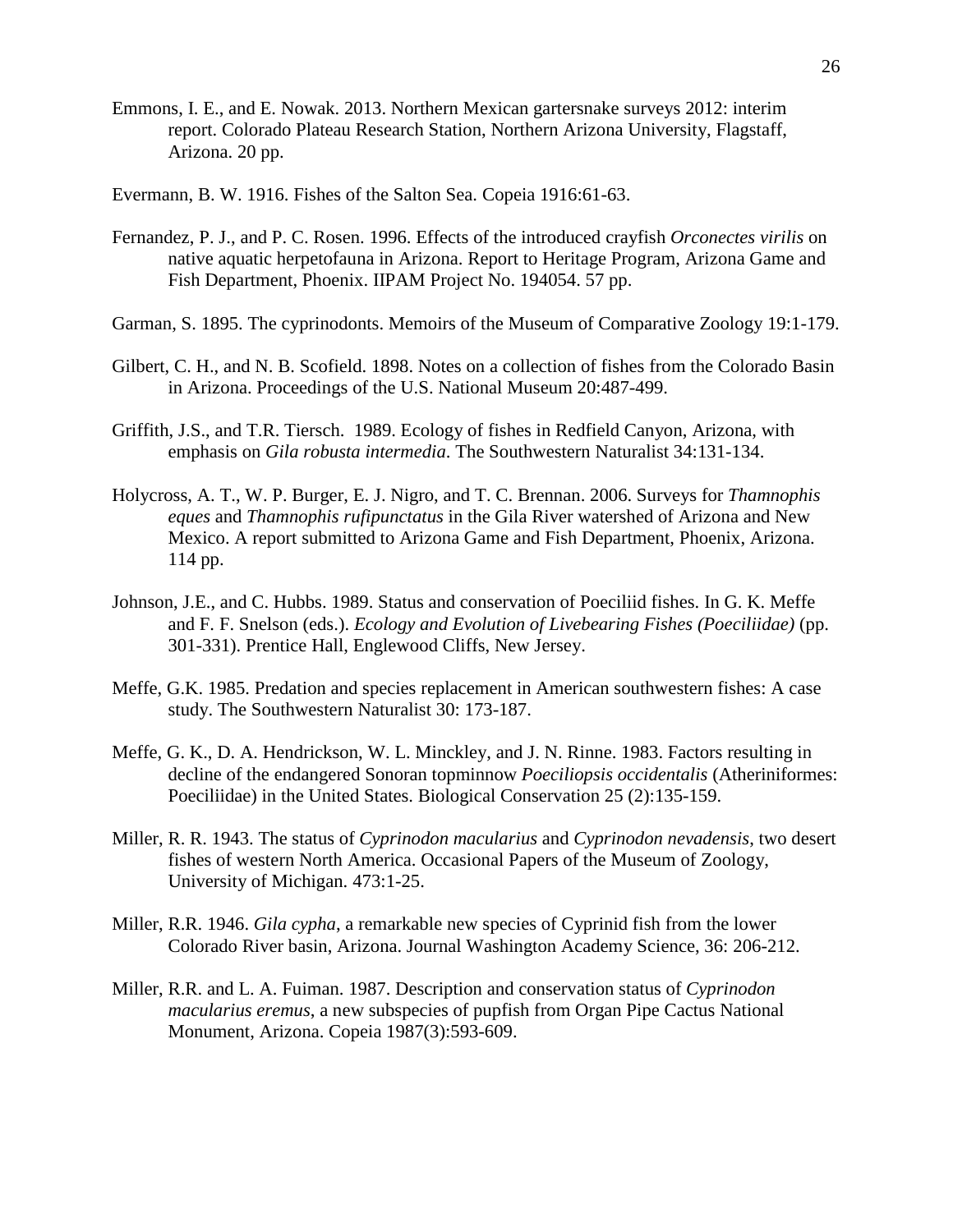Emmons, I. E., and E. Nowak. 2013. Northern Mexican gartersnake surveys 2012: interim report. Colorado Plateau Research Station, Northern Arizona University, Flagstaff, Arizona. 20 pp.

Evermann, B. W. 1916. Fishes of the Salton Sea. Copeia 1916:61-63.

Fernandez, P. J., and P. C. Rosen. 1996. Effects of the introduced crayfish *Orconectes virilis* on native aquatic herpetofauna in Arizona. Report to Heritage Program, Arizona Game and Fish Department, Phoenix. IIPAM Project No. 194054. 57 pp.

Garman, S. 1895. The cyprinodonts. Memoirs of the Museum of Comparative Zoology 19:1-179.

Gilbert, C. H., and N. B. Scofield. 1898. Notes on a collection of fishes from the Colorado Basin in Arizona. Proceedings of the U.S. National Museum 20:487-499.

Griffith, J.S., and T.R. Tiersch. 1989. Ecology of fishes in Redfield Canyon, Arizona, with emphasis on *Gila robusta intermedia*. The Southwestern Naturalist 34:131-134.

Holycross, A. T., W. P. Burger, E. J. Nigro, and T. C. Brennan. 2006. Surveys for *Thamnophis eques* and *Thamnophis rufipunctatus* in the Gila River watershed of Arizona and New Mexico. A report submitted to Arizona Game and Fish Department, Phoenix, Arizona. 114 pp.

Johnson, J.E., and C. Hubbs. 1989. Status and conservation of Poeciliid fishes. In G. K. Meffe and F. F. Snelson (eds.). *Ecology and Evolution of Livebearing Fishes (Poeciliidae)* (pp. 301-331). Prentice Hall, Englewood Cliffs, New Jersey.

Meffe, G.K. 1985. Predation and species replacement in American southwestern fishes: A case study. The Southwestern Naturalist 30: 173-187.

Meffe, G. K., D. A. Hendrickson, W. L. Minckley, and J. N. Rinne. 1983. Factors resulting in decline of the endangered Sonoran topminnow *Poeciliopsis occidentalis* (Atheriniformes: Poeciliidae) in the United States. Biological Conservation 25 (2):135-159.

Miller, R. R. 1943. The status of *Cyprinodon macularius* and *Cyprinodon nevadensis*, two desert fishes of western North America. Occasional Papers of the Museum of Zoology, University of Michigan. 473:1-25.

Miller, R.R. 1946. *Gila cypha*, a remarkable new species of Cyprinid fish from the lower Colorado River basin, Arizona. Journal Washington Academy Science, 36: 206-212.

Miller, R.R. and L. A. Fuiman. 1987. Description and conservation status of *Cyprinodon macularius eremus*, a new subspecies of pupfish from Organ Pipe Cactus National Monument, Arizona. Copeia 1987(3):593-609.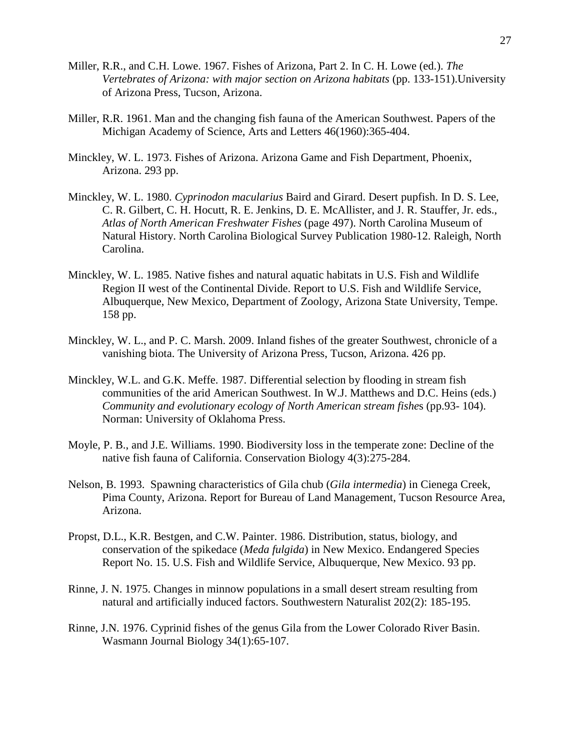Miller, R.R., and C.H. Lowe. 1967. Fishes of Arizona, Part 2. In C. H. Lowe (ed.). *The Vertebrates of Arizona: with major section on Arizona habitats* (pp. 133-151).University of Arizona Press, Tucson, Arizona.

Miller, R.R. 1961. Man and the changing fish fauna of the American Southwest. Papers of the Michigan Academy of Science, Arts and Letters 46(1960):365-404.

Minckley, W. L. 1973. Fishes of Arizona. Arizona Game and Fish Department, Phoenix, Arizona. 293 pp.

Minckley, W. L. 1980. *Cyprinodon macularius* Baird and Girard. Desert pupfish. In D. S. Lee, C. R. Gilbert, C. H. Hocutt, R. E. Jenkins, D. E. McAllister, and J. R. Stauffer, Jr. eds., *Atlas of North American Freshwater Fishes* (page 497). North Carolina Museum of Natural History. North Carolina Biological Survey Publication 1980-12. Raleigh, North Carolina.

Minckley, W. L. 1985. Native fishes and natural aquatic habitats in U.S. Fish and Wildlife Region II west of the Continental Divide. Report to U.S. Fish and Wildlife Service, Albuquerque, New Mexico, Department of Zoology, Arizona State University, Tempe. 158 pp.

Minckley, W. L., and P. C. Marsh. 2009. Inland fishes of the greater Southwest, chronicle of a vanishing biota. The University of Arizona Press, Tucson, Arizona. 426 pp.

Minckley, W.L. and G.K. Meffe. 1987. Differential selection by flooding in stream fish communities of the arid American Southwest. In W.J. Matthews and D.C. Heins (eds.) *Community and evolutionary ecology of North American stream fishes* (pp.93- 104). Norman: University of Oklahoma Press.

Moyle, P. B., and J.E. Williams. 1990. Biodiversity loss in the temperate zone: Decline of the native fish fauna of California. Conservation Biology 4(3):275-284.

Nelson, B. 1993. Spawning characteristics of Gila chub (*Gila intermedia*) in Cienega Creek, Pima County, Arizona. Report for Bureau of Land Management, Tucson Resource Area, Arizona.

Propst, D.L., K.R. Bestgen, and C.W. Painter. 1986. Distribution, status, biology, and conservation of the spikedace (*Meda fulgida*) in New Mexico. Endangered Species Report No. 15. U.S. Fish and Wildlife Service, Albuquerque, New Mexico. 93 pp.

Rinne, J. N. 1975. Changes in minnow populations in a small desert stream resulting from natural and artificially induced factors. Southwestern Naturalist 202(2): 185-195.

Rinne, J.N. 1976. Cyprinid fishes of the genus Gila from the Lower Colorado River Basin. Wasmann Journal Biology 34(1):65-107.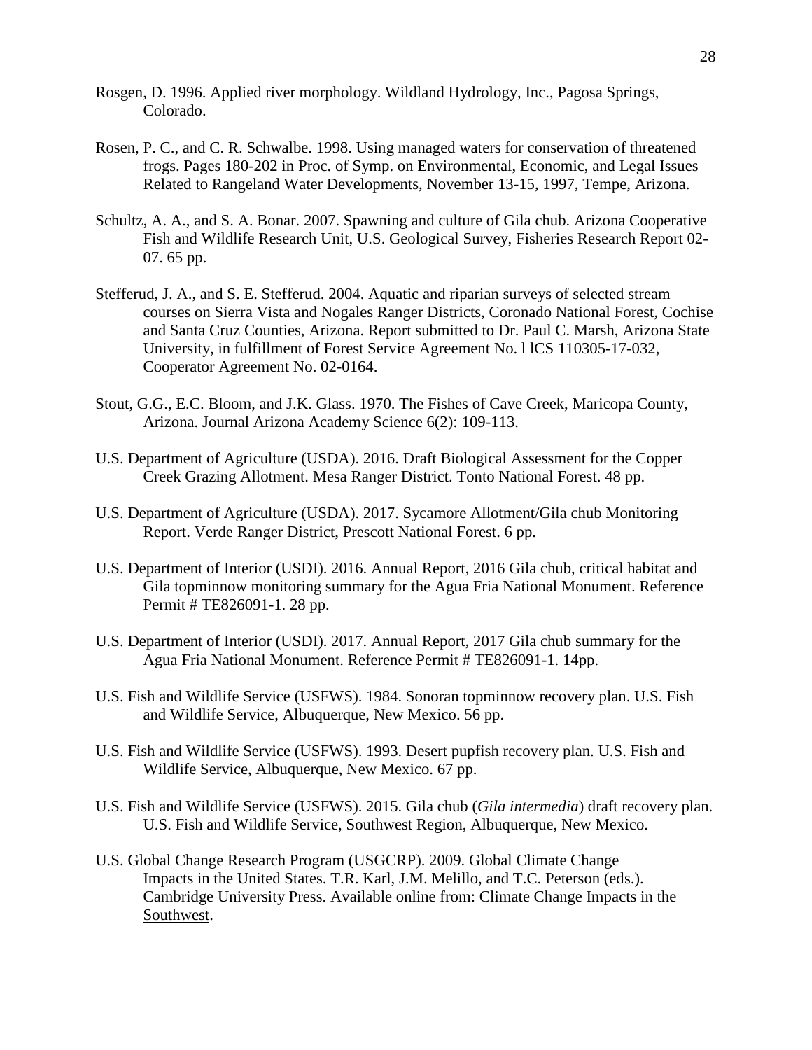Rosgen, D. 1996. Applied river morphology. Wildland Hydrology, Inc., Pagosa Springs, Colorado.

Rosen, P. C., and C. R. Schwalbe. 1998. Using managed waters for conservation of threatened frogs. Pages 180-202 in Proc. of Symp. on Environmental, Economic, and Legal Issues Related to Rangeland Water Developments, November 13-15, 1997, Tempe, Arizona.

Schultz, A. A., and S. A. Bonar. 2007. Spawning and culture of Gila chub. Arizona Cooperative Fish and Wildlife Research Unit, U.S. Geological Survey, Fisheries Research Report 02-07. 65 pp.

Stefferud, J. A., and S. E. Stefferud. 2004. Aquatic and riparian surveys of selected stream courses on Sierra Vista and Nogales Ranger Districts, Coronado National Forest, Cochise and Santa Cruz Counties, Arizona. Report submitted to Dr. Paul C. Marsh, Arizona State University, in fulfillment of Forest Service Agreement No. l lCS 110305-17-032, Cooperator Agreement No. 02-0164.

Stout, G.G., E.C. Bloom, and J.K. Glass. 1970. The Fishes of Cave Creek, Maricopa County, Arizona. Journal Arizona Academy Science 6(2): 109-113.

U.S. Department of Agriculture (USDA). 2016. Draft Biological Assessment for the Copper Creek Grazing Allotment. Mesa Ranger District. Tonto National Forest. 48 pp.

U.S. Department of Agriculture (USDA). 2017. Sycamore Allotment/Gila chub Monitoring Report. Verde Ranger District, Prescott National Forest. 6 pp.

U.S. Department of Interior (USDI). 2016. Annual Report, 2016 Gila chub, critical habitat and Gila topminnow monitoring summary for the Agua Fria National Monument. Reference Permit # TE826091-1. 28 pp.

U.S. Department of Interior (USDI). 2017. Annual Report, 2017 Gila chub summary for the Agua Fria National Monument. Reference Permit # TE826091-1. 14pp.

U.S. Fish and Wildlife Service (USFWS). 1984. Sonoran topminnow recovery plan. U.S. Fish and Wildlife Service, Albuquerque, New Mexico. 56 pp.

U.S. Fish and Wildlife Service (USFWS). 1993. Desert pupfish recovery plan. U.S. Fish and Wildlife Service, Albuquerque, New Mexico. 67 pp.

U.S. Fish and Wildlife Service (USFWS). 2015. Gila chub (*Gila intermedia*) draft recovery plan. U.S. Fish and Wildlife Service, Southwest Region, Albuquerque, New Mexico.

U.S. Global Change Research Program (USGCRP). 2009. Global Climate Change Impacts in the United States. T.R. Karl, J.M. Melillo, and T.C. Peterson (eds.). Cambridge University Press. Available online from: Climate Change Impacts in the Southwest.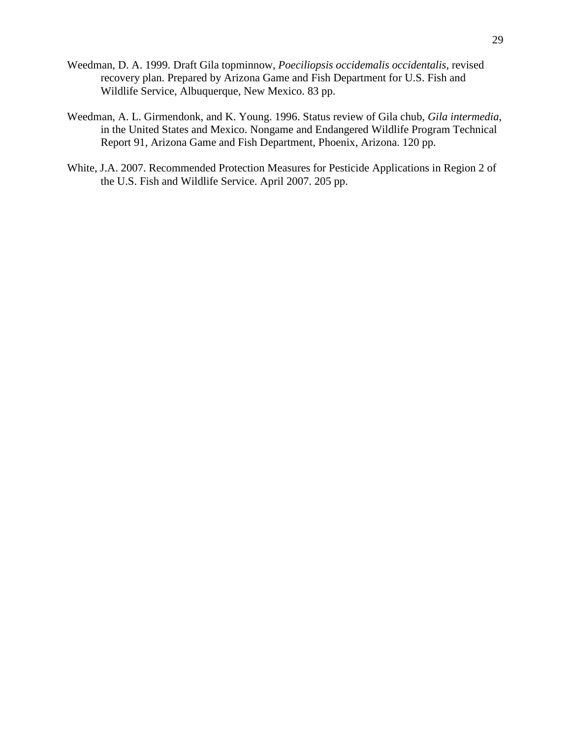Weedman, D. A. 1999. Draft Gila topminnow, *Poeciliopsis occidemalis occidentalis*, revised recovery plan. Prepared by Arizona Game and Fish Department for U.S. Fish and Wildlife Service, Albuquerque, New Mexico. 83 pp.

Weedman, A. L. Girmendonk, and K. Young. 1996. Status review of Gila chub, *Gila intermedia*, in the United States and Mexico. Nongame and Endangered Wildlife Program Technical Report 91, Arizona Game and Fish Department, Phoenix, Arizona. 120 pp.

White, J.A. 2007. Recommended Protection Measures for Pesticide Applications in Region 2 of the U.S. Fish and Wildlife Service. April 2007. 205 pp.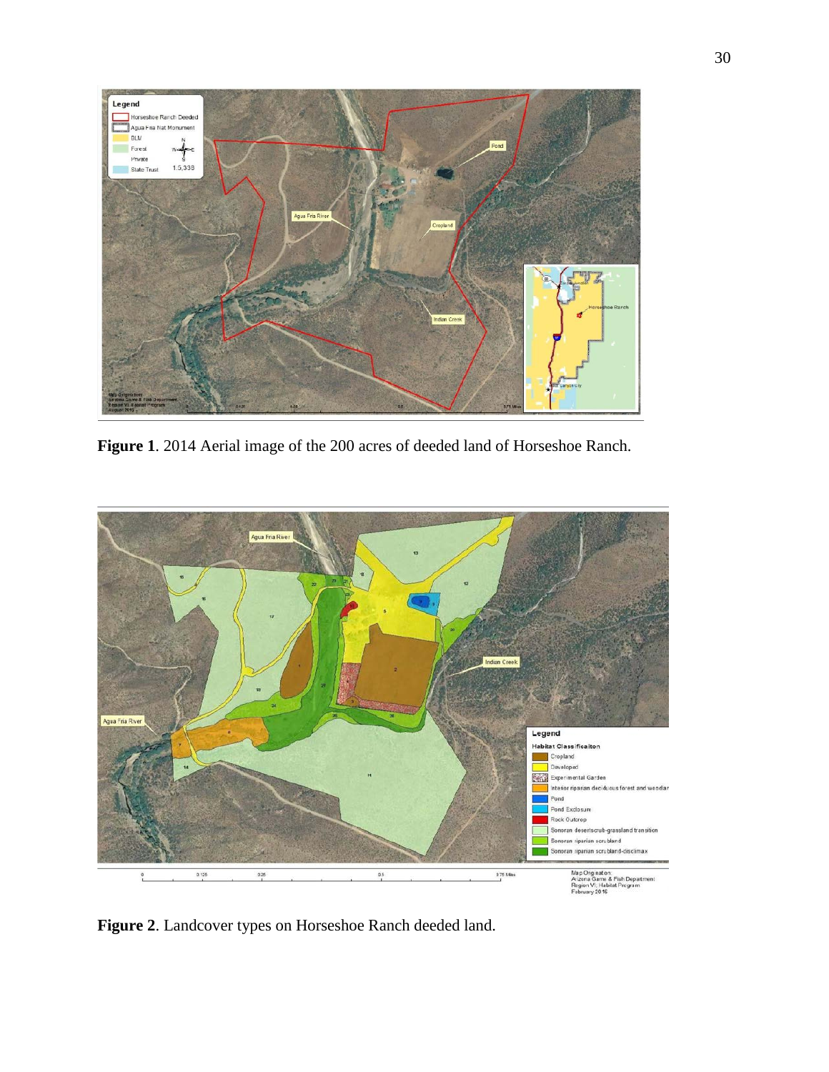**Figure 1**. 2014 Aerial image of the 200 acres of deeded land of Horseshoe Ranch.

**Figure 2**. Landcover types on Horseshoe Ranch deeded land.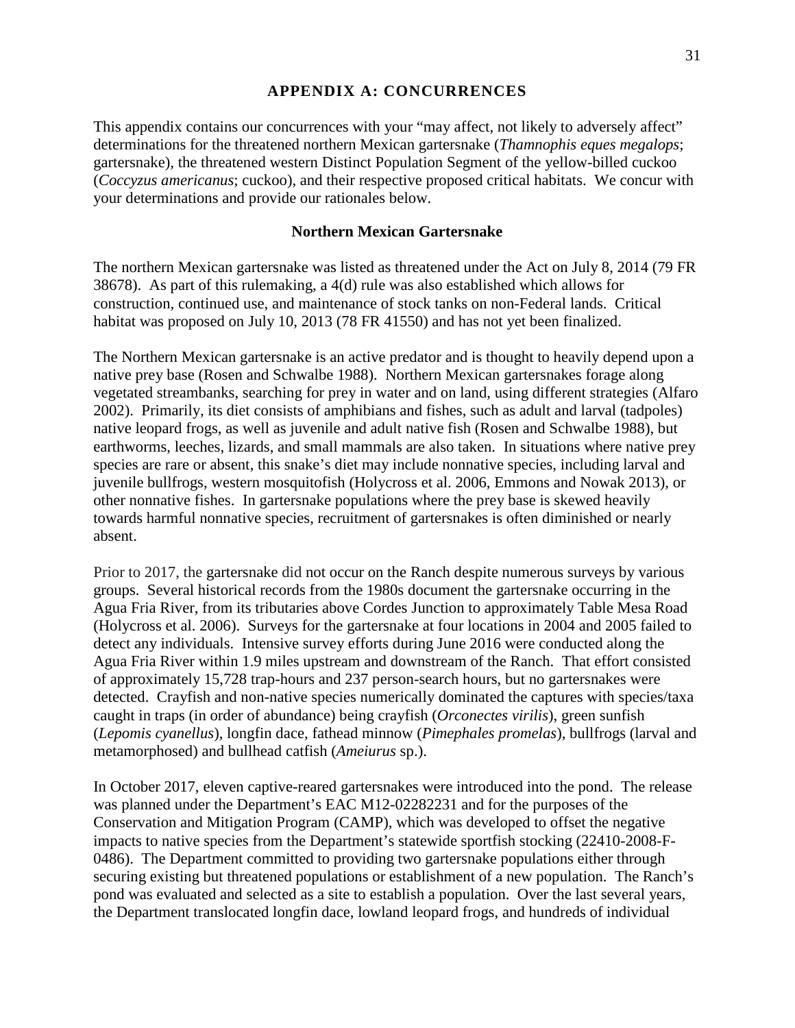# APPENDIX A: CONCURRENCES

This appendix contains our concurrences with your "may affect, not likely to adversely affect" determinations for the threatened northern Mexican gartersnake (*Thamnophis eques megalops*; gartersnake), the threatened western Distinct Population Segment of the yellow-billed cuckoo (*Coccyzus americanus*; cuckoo), and their respective proposed critical habitats. We concur with your determinations and provide our rationales below.

## Northern Mexican Gartersnake

The northern Mexican gartersnake was listed as threatened under the Act on July 8, 2014 (79 FR 38678). As part of this rulemaking, a 4(d) rule was also established which allows for construction, continued use, and maintenance of stock tanks on non-Federal lands. Critical habitat was proposed on July 10, 2013 (78 FR 41550) and has not yet been finalized.

The Northern Mexican gartersnake is an active predator and is thought to heavily depend upon a native prey base (Rosen and Schwalbe 1988). Northern Mexican gartersnakes forage along vegetated streambanks, searching for prey in water and on land, using different strategies (Alfaro 2002). Primarily, its diet consists of amphibians and fishes, such as adult and larval (tadpoles) native leopard frogs, as well as juvenile and adult native fish (Rosen and Schwalbe 1988), but earthworms, leeches, lizards, and small mammals are also taken. In situations where native prey species are rare or absent, this snake's diet may include nonnative species, including larval and juvenile bullfrogs, western mosquitofish (Holycross et al. 2006, Emmons and Nowak 2013), or other nonnative fishes. In gartersnake populations where the prey base is skewed heavily towards harmful nonnative species, recruitment of gartersnakes is often diminished or nearly absent.

Prior to 2017, the gartersnake did not occur on the Ranch despite numerous surveys by various groups. Several historical records from the 1980s document the gartersnake occurring in the Agua Fria River, from its tributaries above Cordes Junction to approximately Table Mesa Road (Holycross et al. 2006). Surveys for the gartersnake at four locations in 2004 and 2005 failed to detect any individuals. Intensive survey efforts during June 2016 were conducted along the Agua Fria River within 1.9 miles upstream and downstream of the Ranch. That effort consisted of approximately 15,728 trap-hours and 237 person-search hours, but no gartersnakes were detected. Crayfish and non-native species numerically dominated the captures with species/taxa caught in traps (in order of abundance) being crayfish (*Orconectes virilis*), green sunfish (*Lepomis cyanellus*), longfin dace, fathead minnow (*Pimephales promelas*), bullfrogs (larval and metamorphosed) and bullhead catfish (*Ameiurus* sp.).

In October 2017, eleven captive-reared gartersnakes were introduced into the pond. The release was planned under the Department's EAC M12-02282231 and for the purposes of the Conservation and Mitigation Program (CAMP), which was developed to offset the negative impacts to native species from the Department's statewide sportfish stocking (22410-2008-F-0486). The Department committed to providing two gartersnake populations either through securing existing but threatened populations or establishment of a new population. The Ranch's pond was evaluated and selected as a site to establish a population. Over the last several years, the Department translocated longfin dace, lowland leopard frogs, and hundreds of individual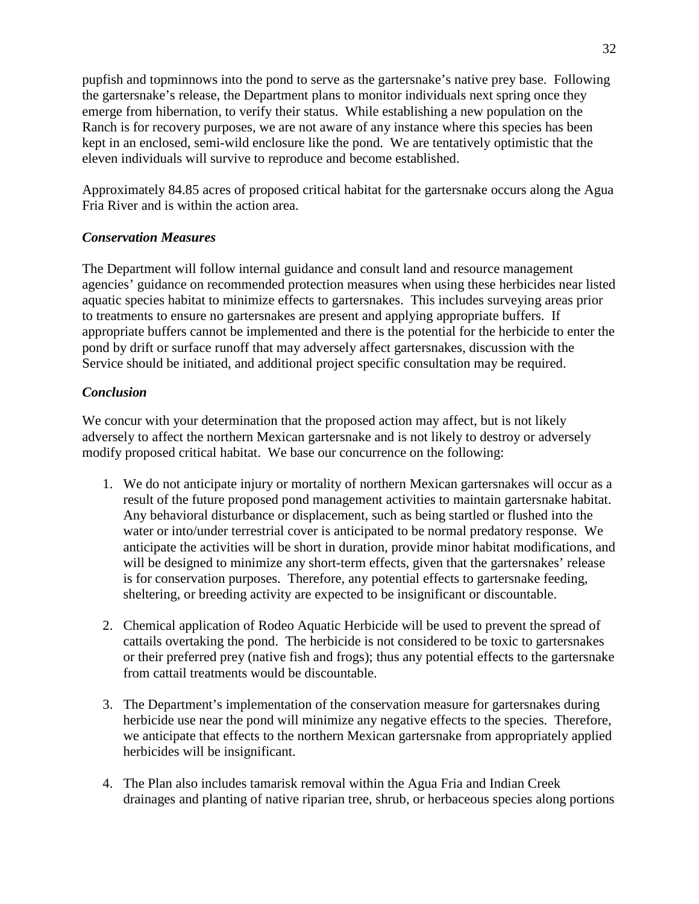pupfish and topminnows into the pond to serve as the gartersnake's native prey base. Following the gartersnake's release, the Department plans to monitor individuals next spring once they emerge from hibernation, to verify their status. While establishing a new population on the Ranch is for recovery purposes, we are not aware of any instance where this species has been kept in an enclosed, semi-wild enclosure like the pond. We are tentatively optimistic that the eleven individuals will survive to reproduce and become established.

Approximately 84.85 acres of proposed critical habitat for the gartersnake occurs along the Agua Fria River and is within the action area.

### *Conservation Measures*

The Department will follow internal guidance and consult land and resource management agencies' guidance on recommended protection measures when using these herbicides near listed aquatic species habitat to minimize effects to gartersnakes. This includes surveying areas prior to treatments to ensure no gartersnakes are present and applying appropriate buffers. If appropriate buffers cannot be implemented and there is the potential for the herbicide to enter the pond by drift or surface runoff that may adversely affect gartersnakes, discussion with the Service should be initiated, and additional project specific consultation may be required.

### *Conclusion*

We concur with your determination that the proposed action may affect, but is not likely adversely to affect the northern Mexican gartersnake and is not likely to destroy or adversely modify proposed critical habitat. We base our concurrence on the following:

1. We do not anticipate injury or mortality of northern Mexican gartersnakes will occur as a result of the future proposed pond management activities to maintain gartersnake habitat. Any behavioral disturbance or displacement, such as being startled or flushed into the water or into/under terrestrial cover is anticipated to be normal predatory response. We anticipate the activities will be short in duration, provide minor habitat modifications, and will be designed to minimize any short-term effects, given that the gartersnakes' release is for conservation purposes. Therefore, any potential effects to gartersnake feeding, sheltering, or breeding activity are expected to be insignificant or discountable.

2. Chemical application of Rodeo Aquatic Herbicide will be used to prevent the spread of cattails overtaking the pond. The herbicide is not considered to be toxic to gartersnakes or their preferred prey (native fish and frogs); thus any potential effects to the gartersnake from cattail treatments would be discountable.

3. The Department's implementation of the conservation measure for gartersnakes during herbicide use near the pond will minimize any negative effects to the species. Therefore, we anticipate that effects to the northern Mexican gartersnake from appropriately applied herbicides will be insignificant.

4. The Plan also includes tamarisk removal within the Agua Fria and Indian Creek drainages and planting of native riparian tree, shrub, or herbaceous species along portions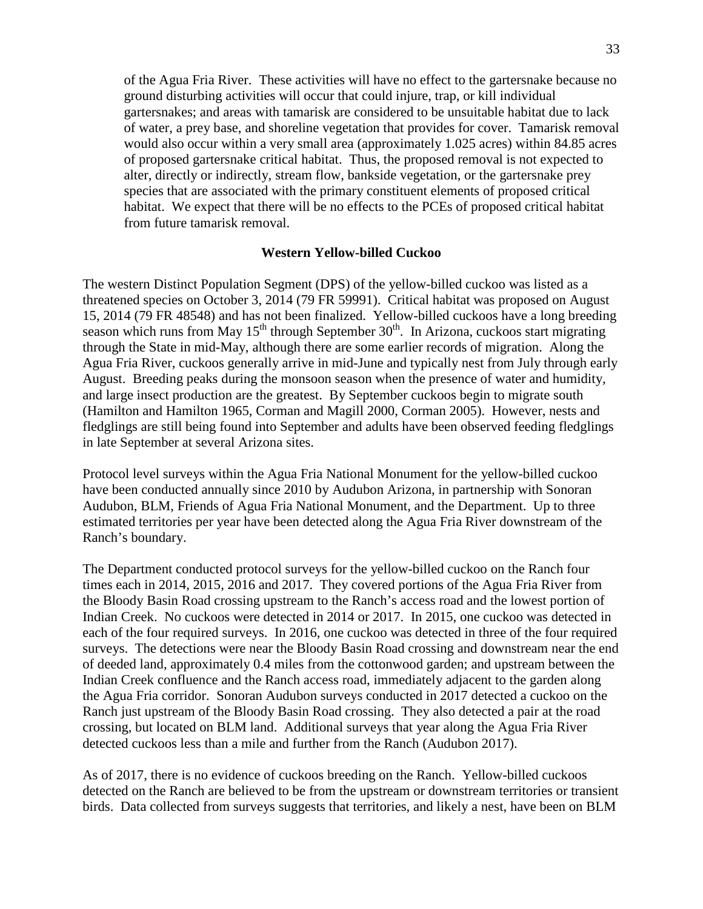of the Agua Fria River. These activities will have no effect to the gartersnake because no ground disturbing activities will occur that could injure, trap, or kill individual gartersnakes; and areas with tamarisk are considered to be unsuitable habitat due to lack of water, a prey base, and shoreline vegetation that provides for cover. Tamarisk removal would also occur within a very small area (approximately 1.025 acres) within 84.85 acres of proposed gartersnake critical habitat. Thus, the proposed removal is not expected to alter, directly or indirectly, stream flow, bankside vegetation, or the gartersnake prey species that are associated with the primary constituent elements of proposed critical habitat. We expect that there will be no effects to the PCEs of proposed critical habitat from future tamarisk removal.

**Western Yellow-billed Cuckoo**

The western Distinct Population Segment (DPS) of the yellow-billed cuckoo was listed as a threatened species on October 3, 2014 (79 FR 59991). Critical habitat was proposed on August 15, 2014 (79 FR 48548) and has not been finalized. Yellow-billed cuckoos have a long breeding season which runs from May 15th through September 30th. In Arizona, cuckoos start migrating through the State in mid-May, although there are some earlier records of migration. Along the Agua Fria River, cuckoos generally arrive in mid-June and typically nest from July through early August. Breeding peaks during the monsoon season when the presence of water and humidity, and large insect production are the greatest. By September cuckoos begin to migrate south (Hamilton and Hamilton 1965, Corman and Magill 2000, Corman 2005). However, nests and fledglings are still being found into September and adults have been observed feeding fledglings in late September at several Arizona sites.

Protocol level surveys within the Agua Fria National Monument for the yellow-billed cuckoo have been conducted annually since 2010 by Audubon Arizona, in partnership with Sonoran Audubon, BLM, Friends of Agua Fria National Monument, and the Department. Up to three estimated territories per year have been detected along the Agua Fria River downstream of the Ranch's boundary.

The Department conducted protocol surveys for the yellow-billed cuckoo on the Ranch four times each in 2014, 2015, 2016 and 2017. They covered portions of the Agua Fria River from the Bloody Basin Road crossing upstream to the Ranch's access road and the lowest portion of Indian Creek. No cuckoos were detected in 2014 or 2017. In 2015, one cuckoo was detected in each of the four required surveys. In 2016, one cuckoo was detected in three of the four required surveys. The detections were near the Bloody Basin Road crossing and downstream near the end of deeded land, approximately 0.4 miles from the cottonwood garden; and upstream between the Indian Creek confluence and the Ranch access road, immediately adjacent to the garden along the Agua Fria corridor. Sonoran Audubon surveys conducted in 2017 detected a cuckoo on the Ranch just upstream of the Bloody Basin Road crossing. They also detected a pair at the road crossing, but located on BLM land. Additional surveys that year along the Agua Fria River detected cuckoos less than a mile and further from the Ranch (Audubon 2017).

As of 2017, there is no evidence of cuckoos breeding on the Ranch. Yellow-billed cuckoos detected on the Ranch are believed to be from the upstream or downstream territories or transient birds. Data collected from surveys suggests that territories, and likely a nest, have been on BLM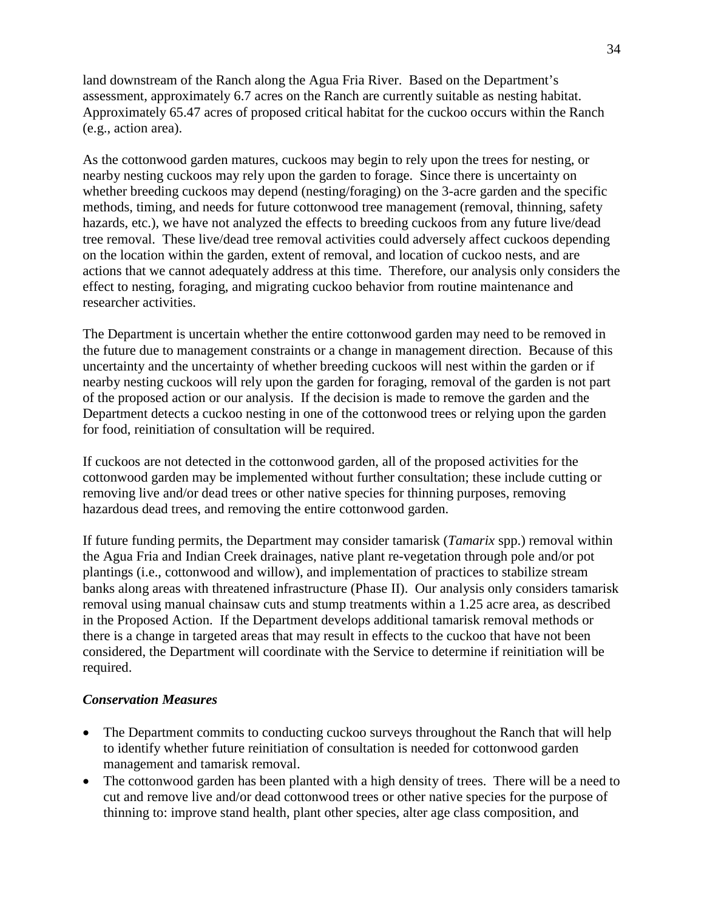land downstream of the Ranch along the Agua Fria River. Based on the Department's assessment, approximately 6.7 acres on the Ranch are currently suitable as nesting habitat. Approximately 65.47 acres of proposed critical habitat for the cuckoo occurs within the Ranch (e.g., action area).

As the cottonwood garden matures, cuckoos may begin to rely upon the trees for nesting, or nearby nesting cuckoos may rely upon the garden to forage. Since there is uncertainty on whether breeding cuckoos may depend (nesting/foraging) on the 3-acre garden and the specific methods, timing, and needs for future cottonwood tree management (removal, thinning, safety hazards, etc.), we have not analyzed the effects to breeding cuckoos from any future live/dead tree removal. These live/dead tree removal activities could adversely affect cuckoos depending on the location within the garden, extent of removal, and location of cuckoo nests, and are actions that we cannot adequately address at this time. Therefore, our analysis only considers the effect to nesting, foraging, and migrating cuckoo behavior from routine maintenance and researcher activities.

The Department is uncertain whether the entire cottonwood garden may need to be removed in the future due to management constraints or a change in management direction. Because of this uncertainty and the uncertainty of whether breeding cuckoos will nest within the garden or if nearby nesting cuckoos will rely upon the garden for foraging, removal of the garden is not part of the proposed action or our analysis. If the decision is made to remove the garden and the Department detects a cuckoo nesting in one of the cottonwood trees or relying upon the garden for food, reinitiation of consultation will be required.

If cuckoos are not detected in the cottonwood garden, all of the proposed activities for the cottonwood garden may be implemented without further consultation; these include cutting or removing live and/or dead trees or other native species for thinning purposes, removing hazardous dead trees, and removing the entire cottonwood garden.

If future funding permits, the Department may consider tamarisk (*Tamarix* spp.) removal within the Agua Fria and Indian Creek drainages, native plant re-vegetation through pole and/or pot plantings (i.e., cottonwood and willow), and implementation of practices to stabilize stream banks along areas with threatened infrastructure (Phase II). Our analysis only considers tamarisk removal using manual chainsaw cuts and stump treatments within a 1.25 acre area, as described in the Proposed Action. If the Department develops additional tamarisk removal methods or there is a change in targeted areas that may result in effects to the cuckoo that have not been considered, the Department will coordinate with the Service to determine if reinitiation will be required.

***Conservation Measures***

- The Department commits to conducting cuckoo surveys throughout the Ranch that will help to identify whether future reinitiation of consultation is needed for cottonwood garden management and tamarisk removal.
- The cottonwood garden has been planted with a high density of trees. There will be a need to cut and remove live and/or dead cottonwood trees or other native species for the purpose of thinning to: improve stand health, plant other species, alter age class composition, and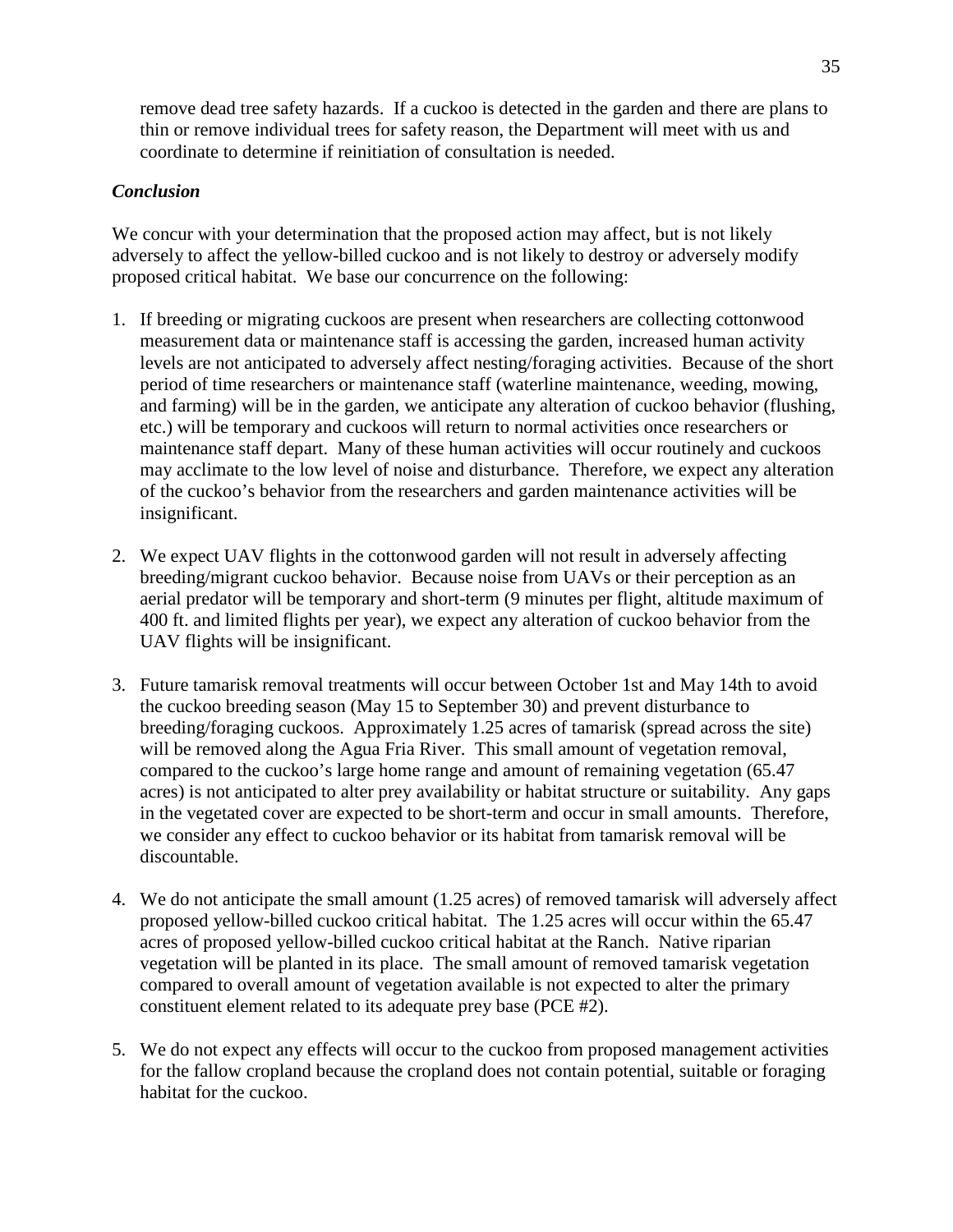remove dead tree safety hazards. If a cuckoo is detected in the garden and there are plans to thin or remove individual trees for safety reason, the Department will meet with us and coordinate to determine if reinitiation of consultation is needed.

### *Conclusion*

We concur with your determination that the proposed action may affect, but is not likely adversely to affect the yellow-billed cuckoo and is not likely to destroy or adversely modify proposed critical habitat. We base our concurrence on the following:

1. If breeding or migrating cuckoos are present when researchers are collecting cottonwood measurement data or maintenance staff is accessing the garden, increased human activity levels are not anticipated to adversely affect nesting/foraging activities. Because of the short period of time researchers or maintenance staff (waterline maintenance, weeding, mowing, and farming) will be in the garden, we anticipate any alteration of cuckoo behavior (flushing, etc.) will be temporary and cuckoos will return to normal activities once researchers or maintenance staff depart. Many of these human activities will occur routinely and cuckoos may acclimate to the low level of noise and disturbance. Therefore, we expect any alteration of the cuckoo's behavior from the researchers and garden maintenance activities will be insignificant.

2. We expect UAV flights in the cottonwood garden will not result in adversely affecting breeding/migrant cuckoo behavior. Because noise from UAVs or their perception as an aerial predator will be temporary and short-term (9 minutes per flight, altitude maximum of 400 ft. and limited flights per year), we expect any alteration of cuckoo behavior from the UAV flights will be insignificant.

3. Future tamarisk removal treatments will occur between October 1st and May 14th to avoid the cuckoo breeding season (May 15 to September 30) and prevent disturbance to breeding/foraging cuckoos. Approximately 1.25 acres of tamarisk (spread across the site) will be removed along the Agua Fria River. This small amount of vegetation removal, compared to the cuckoo's large home range and amount of remaining vegetation (65.47 acres) is not anticipated to alter prey availability or habitat structure or suitability. Any gaps in the vegetated cover are expected to be short-term and occur in small amounts. Therefore, we consider any effect to cuckoo behavior or its habitat from tamarisk removal will be discountable.

4. We do not anticipate the small amount (1.25 acres) of removed tamarisk will adversely affect proposed yellow-billed cuckoo critical habitat. The 1.25 acres will occur within the 65.47 acres of proposed yellow-billed cuckoo critical habitat at the Ranch. Native riparian vegetation will be planted in its place. The small amount of removed tamarisk vegetation compared to overall amount of vegetation available is not expected to alter the primary constituent element related to its adequate prey base (PCE #2).

5. We do not expect any effects will occur to the cuckoo from proposed management activities for the fallow cropland because the cropland does not contain potential, suitable or foraging habitat for the cuckoo.